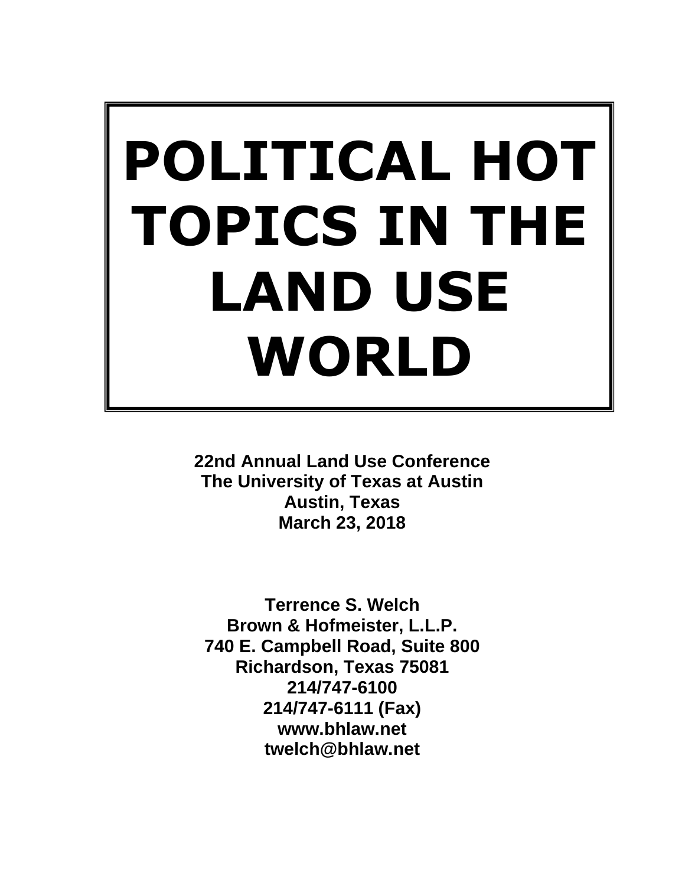# POLITICAL HOT TOPICS IN THE LAND USE WORLD

**22nd Annual Land Use Conference**
**The University of Texas at Austin**
**Austin, Texas**
**March 23, 2018**

**Terrence S. Welch**
**Brown & Hofmeister, L.L.P.**
**740 E. Campbell Road, Suite 800**
**Richardson, Texas 75081**
**214/747-6100**
**214/747-6111 (Fax)**
**www.bhlaw.net**
**twelch@bhlaw.net**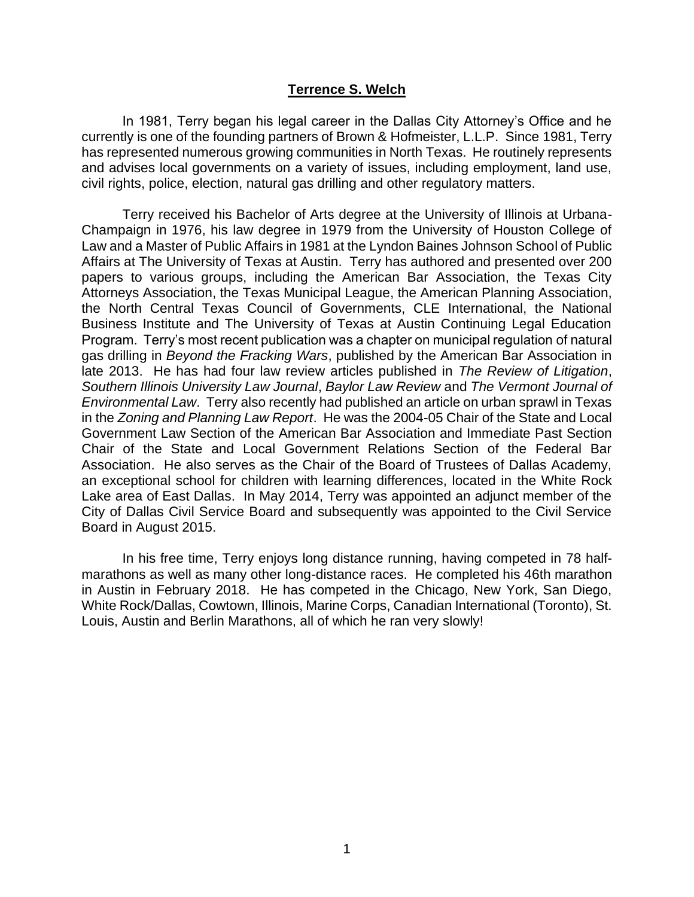**Terrence S. Welch**

In 1981, Terry began his legal career in the Dallas City Attorney's Office and he currently is one of the founding partners of Brown & Hofmeister, L.L.P. Since 1981, Terry has represented numerous growing communities in North Texas. He routinely represents and advises local governments on a variety of issues, including employment, land use, civil rights, police, election, natural gas drilling and other regulatory matters.

Terry received his Bachelor of Arts degree at the University of Illinois at Urbana-Champaign in 1976, his law degree in 1979 from the University of Houston College of Law and a Master of Public Affairs in 1981 at the Lyndon Baines Johnson School of Public Affairs at The University of Texas at Austin. Terry has authored and presented over 200 papers to various groups, including the American Bar Association, the Texas City Attorneys Association, the Texas Municipal League, the American Planning Association, the North Central Texas Council of Governments, CLE International, the National Business Institute and The University of Texas at Austin Continuing Legal Education Program. Terry's most recent publication was a chapter on municipal regulation of natural gas drilling in *Beyond the Fracking Wars*, published by the American Bar Association in late 2013. He has had four law review articles published in *The Review of Litigation*, *Southern Illinois University Law Journal*, *Baylor Law Review* and *The Vermont Journal of Environmental Law*. Terry also recently had published an article on urban sprawl in Texas in the *Zoning and Planning Law Report*. He was the 2004-05 Chair of the State and Local Government Law Section of the American Bar Association and Immediate Past Section Chair of the State and Local Government Relations Section of the Federal Bar Association. He also serves as the Chair of the Board of Trustees of Dallas Academy, an exceptional school for children with learning differences, located in the White Rock Lake area of East Dallas. In May 2014, Terry was appointed an adjunct member of the City of Dallas Civil Service Board and subsequently was appointed to the Civil Service Board in August 2015.

In his free time, Terry enjoys long distance running, having competed in 78 half-marathons as well as many other long-distance races. He completed his 46th marathon in Austin in February 2018. He has competed in the Chicago, New York, San Diego, White Rock/Dallas, Cowtown, Illinois, Marine Corps, Canadian International (Toronto), St. Louis, Austin and Berlin Marathons, all of which he ran very slowly!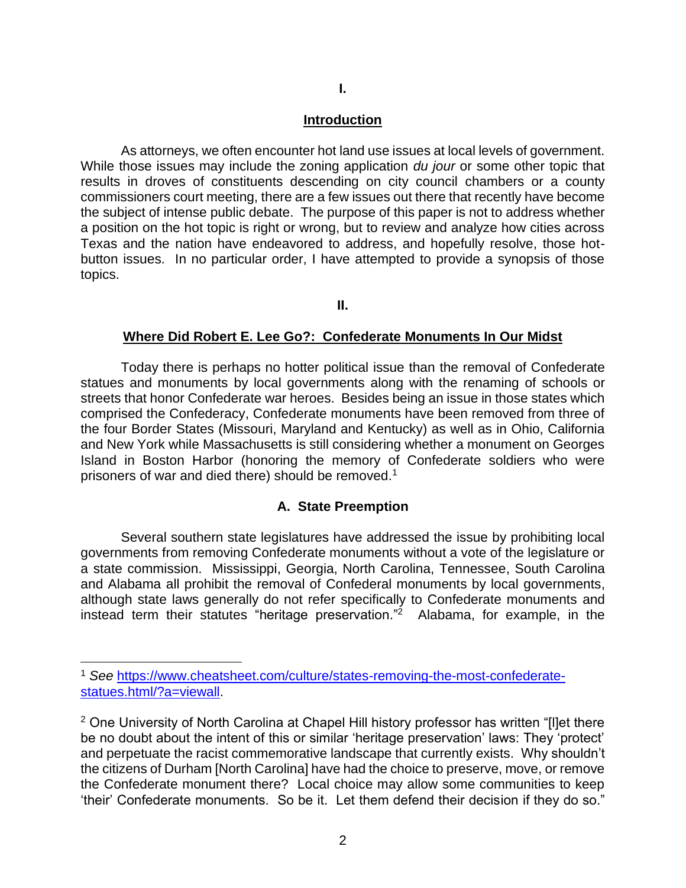**I.**

## Introduction

As attorneys, we often encounter hot land use issues at local levels of government. While those issues may include the zoning application *du jour* or some other topic that results in droves of constituents descending on city council chambers or a county commissioners court meeting, there are a few issues out there that recently have become the subject of intense public debate. The purpose of this paper is not to address whether a position on the hot topic is right or wrong, but to review and analyze how cities across Texas and the nation have endeavored to address, and hopefully resolve, those hot-button issues. In no particular order, I have attempted to provide a synopsis of those topics.

**II.**

## Where Did Robert E. Lee Go?: Confederate Monuments In Our Midst

Today there is perhaps no hotter political issue than the removal of Confederate statues and monuments by local governments along with the renaming of schools or streets that honor Confederate war heroes. Besides being an issue in those states which comprised the Confederacy, Confederate monuments have been removed from three of the four Border States (Missouri, Maryland and Kentucky) as well as in Ohio, California and New York while Massachusetts is still considering whether a monument on Georges Island in Boston Harbor (honoring the memory of Confederate soldiers who were prisoners of war and died there) should be removed.[1]

### A. State Preemption

Several southern state legislatures have addressed the issue by prohibiting local governments from removing Confederate monuments without a vote of the legislature or a state commission. Mississippi, Georgia, North Carolina, Tennessee, South Carolina and Alabama all prohibit the removal of Confederal monuments by local governments, although state laws generally do not refer specifically to Confederate monuments and instead term their statutes "heritage preservation."[2] Alabama, for example, in the

---

[1] *See* https://www.cheatsheet.com/culture/states-removing-the-most-confederate-statues.html/?a=viewall.

[2] One University of North Carolina at Chapel Hill history professor has written "[l]et there be no doubt about the intent of this or similar 'heritage preservation' laws: They 'protect' and perpetuate the racist commemorative landscape that currently exists. Why shouldn't the citizens of Durham [North Carolina] have had the choice to preserve, move, or remove the Confederate monument there? Local choice may allow some communities to keep 'their' Confederate monuments. So be it. Let them defend their decision if they do so."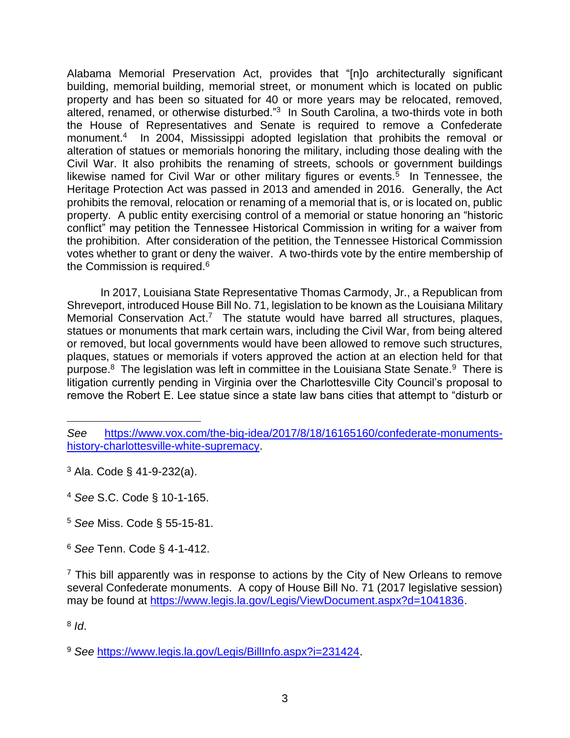Alabama Memorial Preservation Act, provides that "[n]o architecturally significant building, memorial building, memorial street, or monument which is located on public property and has been so situated for 40 or more years may be relocated, removed, altered, renamed, or otherwise disturbed."[3] In South Carolina, a two-thirds vote in both the House of Representatives and Senate is required to remove a Confederate monument.[4] In 2004, Mississippi adopted legislation that prohibits the removal or alteration of statues or memorials honoring the military, including those dealing with the Civil War. It also prohibits the renaming of streets, schools or government buildings likewise named for Civil War or other military figures or events.[5] In Tennessee, the Heritage Protection Act was passed in 2013 and amended in 2016. Generally, the Act prohibits the removal, relocation or renaming of a memorial that is, or is located on, public property. A public entity exercising control of a memorial or statue honoring an "historic conflict" may petition the Tennessee Historical Commission in writing for a waiver from the prohibition. After consideration of the petition, the Tennessee Historical Commission votes whether to grant or deny the waiver. A two-thirds vote by the entire membership of the Commission is required.[6]

In 2017, Louisiana State Representative Thomas Carmody, Jr., a Republican from Shreveport, introduced House Bill No. 71, legislation to be known as the Louisiana Military Memorial Conservation Act.[7] The statute would have barred all structures, plaques, statues or monuments that mark certain wars, including the Civil War, from being altered or removed, but local governments would have been allowed to remove such structures, plaques, statues or memorials if voters approved the action at an election held for that purpose.[8] The legislation was left in committee in the Louisiana State Senate.[9] There is litigation currently pending in Virginia over the Charlottesville City Council's proposal to remove the Robert E. Lee statue since a state law bans cities that attempt to "disturb or

---

*See* https://www.vox.com/the-big-idea/2017/8/18/16165160/confederate-monuments-history-charlottesville-white-supremacy.

[3] Ala. Code § 41-9-232(a).

[4] *See* S.C. Code § 10-1-165.

[5] *See* Miss. Code § 55-15-81.

[6] *See* Tenn. Code § 4-1-412.

[7] This bill apparently was in response to actions by the City of New Orleans to remove several Confederate monuments. A copy of House Bill No. 71 (2017 legislative session) may be found at https://www.legis.la.gov/Legis/ViewDocument.aspx?d=1041836.

[8] *Id*.

[9] *See* https://www.legis.la.gov/Legis/BillInfo.aspx?i=231424.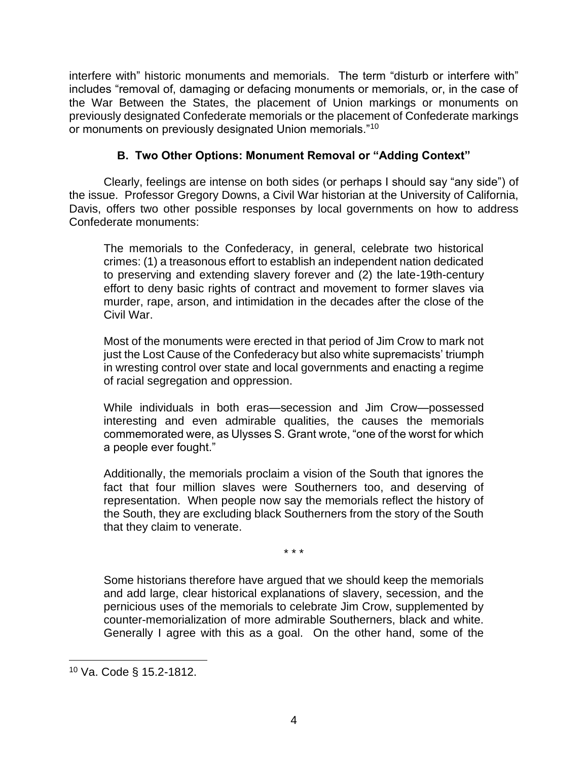interfere with" historic monuments and memorials. The term "disturb or interfere with" includes "removal of, damaging or defacing monuments or memorials, or, in the case of the War Between the States, the placement of Union markings or monuments on previously designated Confederate memorials or the placement of Confederate markings or monuments on previously designated Union memorials."[10]

### B. Two Other Options: Monument Removal or "Adding Context"

Clearly, feelings are intense on both sides (or perhaps I should say "any side") of the issue. Professor Gregory Downs, a Civil War historian at the University of California, Davis, offers two other possible responses by local governments on how to address Confederate monuments:

> The memorials to the Confederacy, in general, celebrate two historical crimes: (1) a treasonous effort to establish an independent nation dedicated to preserving and extending slavery forever and (2) the late-19th-century effort to deny basic rights of contract and movement to former slaves via murder, rape, arson, and intimidation in the decades after the close of the Civil War.
>
> Most of the monuments were erected in that period of Jim Crow to mark not just the Lost Cause of the Confederacy but also white supremacists' triumph in wresting control over state and local governments and enacting a regime of racial segregation and oppression.
>
> While individuals in both eras—secession and Jim Crow—possessed interesting and even admirable qualities, the causes the memorials commemorated were, as Ulysses S. Grant wrote, "one of the worst for which a people ever fought."
>
> Additionally, the memorials proclaim a vision of the South that ignores the fact that four million slaves were Southerners too, and deserving of representation. When people now say the memorials reflect the history of the South, they are excluding black Southerners from the story of the South that they claim to venerate.
>
> \* \* \*
>
> Some historians therefore have argued that we should keep the memorials and add large, clear historical explanations of slavery, secession, and the pernicious uses of the memorials to celebrate Jim Crow, supplemented by counter-memorialization of more admirable Southerners, black and white. Generally I agree with this as a goal. On the other hand, some of the

---

[10] Va. Code § 15.2-1812.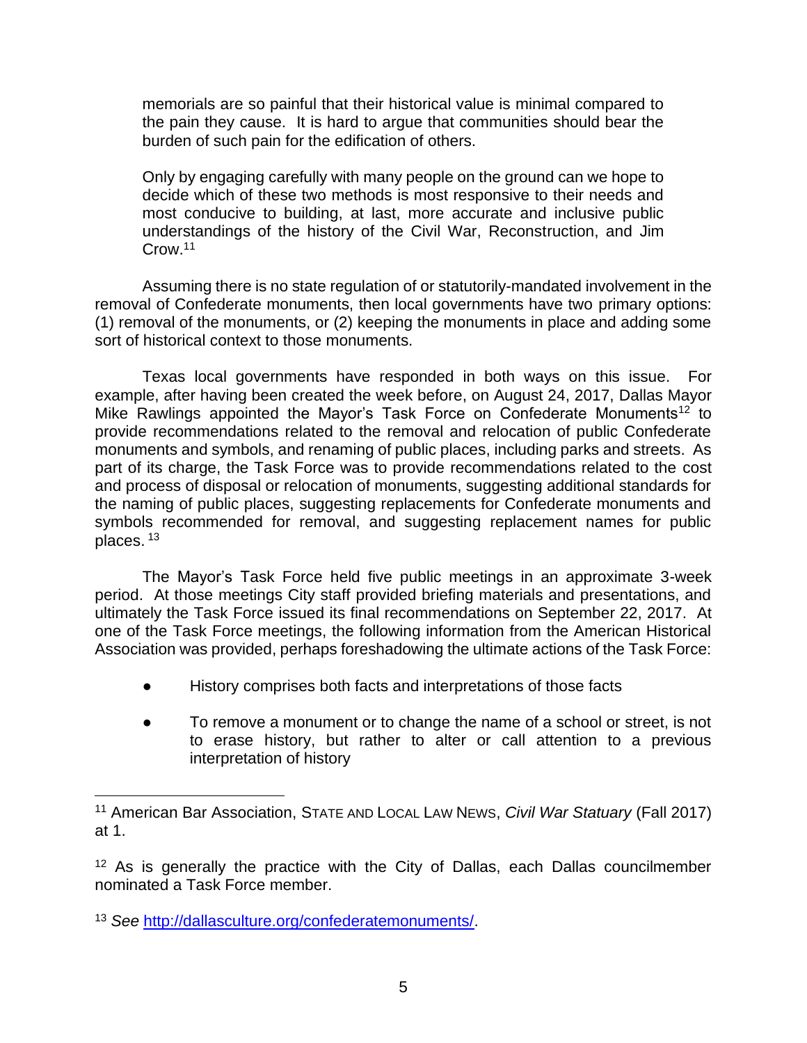> memorials are so painful that their historical value is minimal compared to the pain they cause. It is hard to argue that communities should bear the burden of such pain for the edification of others.
>
> Only by engaging carefully with many people on the ground can we hope to decide which of these two methods is most responsive to their needs and most conducive to building, at last, more accurate and inclusive public understandings of the history of the Civil War, Reconstruction, and Jim Crow.[11]

Assuming there is no state regulation of or statutorily-mandated involvement in the removal of Confederate monuments, then local governments have two primary options: (1) removal of the monuments, or (2) keeping the monuments in place and adding some sort of historical context to those monuments.

Texas local governments have responded in both ways on this issue. For example, after having been created the week before, on August 24, 2017, Dallas Mayor Mike Rawlings appointed the Mayor's Task Force on Confederate Monuments[12] to provide recommendations related to the removal and relocation of public Confederate monuments and symbols, and renaming of public places, including parks and streets. As part of its charge, the Task Force was to provide recommendations related to the cost and process of disposal or relocation of monuments, suggesting additional standards for the naming of public places, suggesting replacements for Confederate monuments and symbols recommended for removal, and suggesting replacement names for public places.[13]

The Mayor's Task Force held five public meetings in an approximate 3-week period. At those meetings City staff provided briefing materials and presentations, and ultimately the Task Force issued its final recommendations on September 22, 2017. At one of the Task Force meetings, the following information from the American Historical Association was provided, perhaps foreshadowing the ultimate actions of the Task Force:

- History comprises both facts and interpretations of those facts
- To remove a monument or to change the name of a school or street, is not to erase history, but rather to alter or call attention to a previous interpretation of history

---

[11] American Bar Association, STATE AND LOCAL LAW NEWS, *Civil War Statuary* (Fall 2017) at 1.

[12] As is generally the practice with the City of Dallas, each Dallas councilmember nominated a Task Force member.

[13] *See* http://dallasculture.org/confederatemonuments/.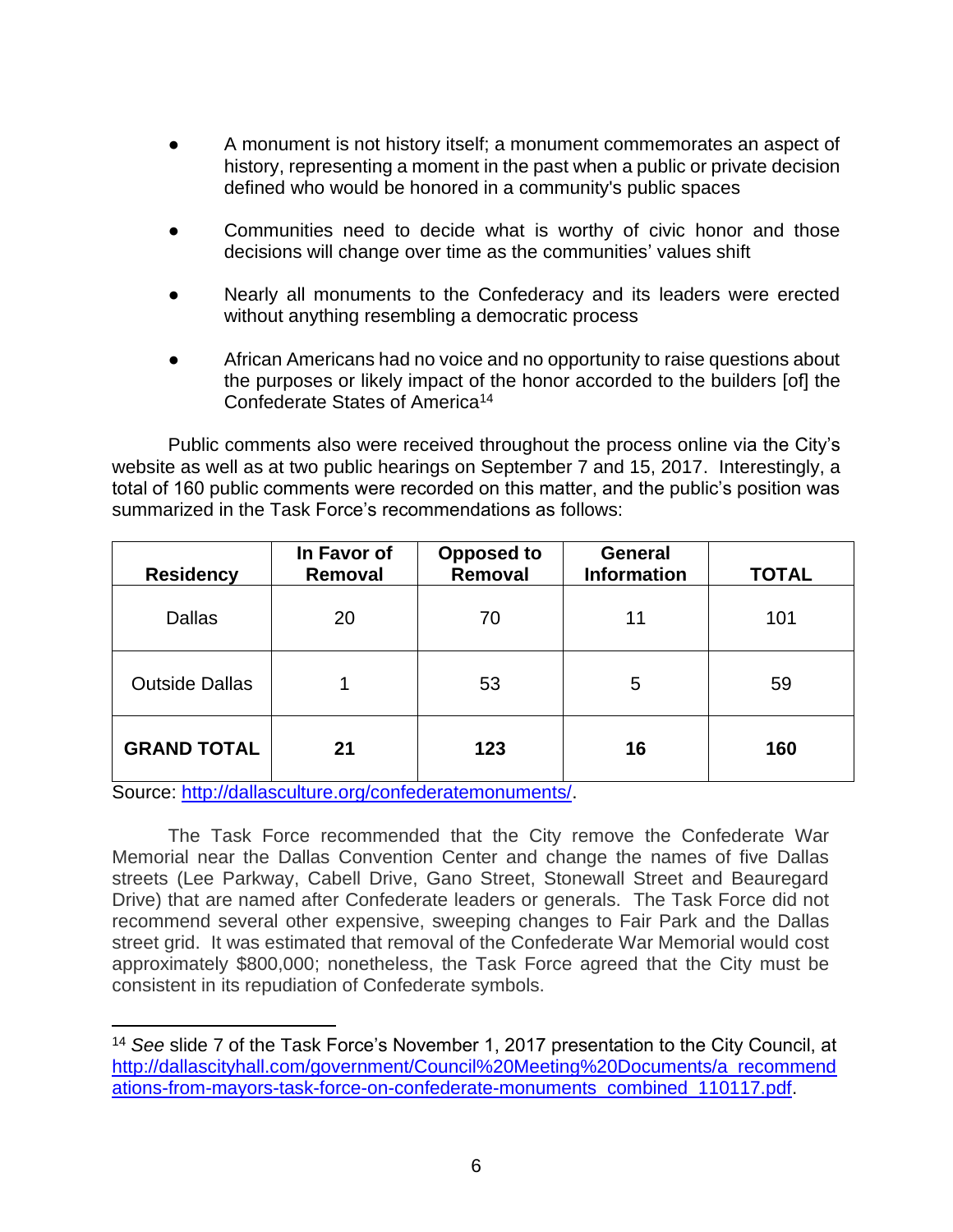- A monument is not history itself; a monument commemorates an aspect of history, representing a moment in the past when a public or private decision defined who would be honored in a community's public spaces

- Communities need to decide what is worthy of civic honor and those decisions will change over time as the communities' values shift

- Nearly all monuments to the Confederacy and its leaders were erected without anything resembling a democratic process

- African Americans had no voice and no opportunity to raise questions about the purposes or likely impact of the honor accorded to the builders [of] the Confederate States of America[14]

Public comments also were received throughout the process online via the City's website as well as at two public hearings on September 7 and 15, 2017. Interestingly, a total of 160 public comments were recorded on this matter, and the public's position was summarized in the Task Force's recommendations as follows:

| Residency | In Favor of Removal | Opposed to Removal | General Information | TOTAL |
|---|---|---|---|---|
| Dallas | 20 | 70 | 11 | 101 |
| Outside Dallas | 1 | 53 | 5 | 59 |
| **GRAND TOTAL** | **21** | **123** | **16** | **160** |

Source: http://dallasculture.org/confederatemonuments/.

The Task Force recommended that the City remove the Confederate War Memorial near the Dallas Convention Center and change the names of five Dallas streets (Lee Parkway, Cabell Drive, Gano Street, Stonewall Street and Beauregard Drive) that are named after Confederate leaders or generals. The Task Force did not recommend several other expensive, sweeping changes to Fair Park and the Dallas street grid. It was estimated that removal of the Confederate War Memorial would cost approximately $800,000; nonetheless, the Task Force agreed that the City must be consistent in its repudiation of Confederate symbols.

---

[14] *See* slide 7 of the Task Force's November 1, 2017 presentation to the City Council, at http://dallascityhall.com/government/Council%20Meeting%20Documents/a_recommendations-from-mayors-task-force-on-confederate-monuments_combined_110117.pdf.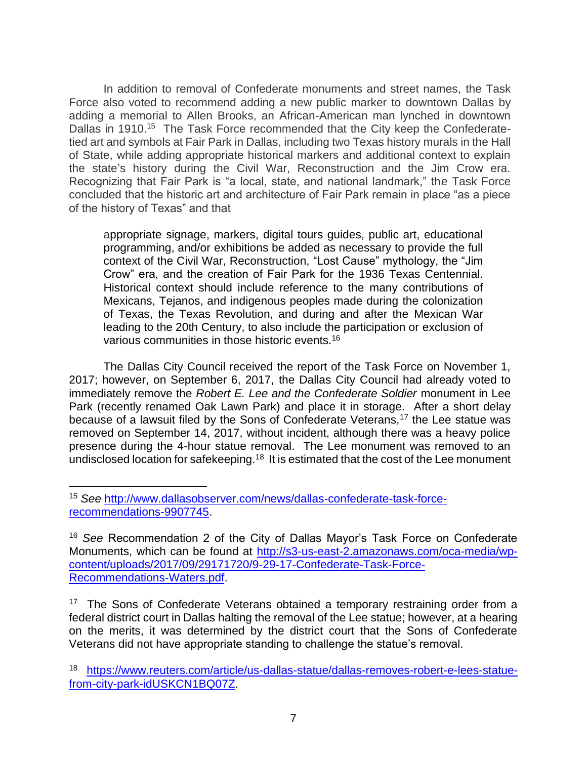In addition to removal of Confederate monuments and street names, the Task Force also voted to recommend adding a new public marker to downtown Dallas by adding a memorial to Allen Brooks, an African-American man lynched in downtown Dallas in 1910.[15] The Task Force recommended that the City keep the Confederate-tied art and symbols at Fair Park in Dallas, including two Texas history murals in the Hall of State, while adding appropriate historical markers and additional context to explain the state's history during the Civil War, Reconstruction and the Jim Crow era. Recognizing that Fair Park is "a local, state, and national landmark," the Task Force concluded that the historic art and architecture of Fair Park remain in place "as a piece of the history of Texas" and that

> appropriate signage, markers, digital tours guides, public art, educational programming, and/or exhibitions be added as necessary to provide the full context of the Civil War, Reconstruction, "Lost Cause" mythology, the "Jim Crow" era, and the creation of Fair Park for the 1936 Texas Centennial. Historical context should include reference to the many contributions of Mexicans, Tejanos, and indigenous peoples made during the colonization of Texas, the Texas Revolution, and during and after the Mexican War leading to the 20th Century, to also include the participation or exclusion of various communities in those historic events.[16]

The Dallas City Council received the report of the Task Force on November 1, 2017; however, on September 6, 2017, the Dallas City Council had already voted to immediately remove the *Robert E. Lee and the Confederate Soldier* monument in Lee Park (recently renamed Oak Lawn Park) and place it in storage. After a short delay because of a lawsuit filed by the Sons of Confederate Veterans,[17] the Lee statue was removed on September 14, 2017, without incident, although there was a heavy police presence during the 4-hour statue removal. The Lee monument was removed to an undisclosed location for safekeeping.[18] It is estimated that the cost of the Lee monument

---

[15] *See* http://www.dallasobserver.com/news/dallas-confederate-task-force-recommendations-9907745.

[16] *See* Recommendation 2 of the City of Dallas Mayor's Task Force on Confederate Monuments, which can be found at http://s3-us-east-2.amazonaws.com/oca-media/wp-content/uploads/2017/09/29171720/9-29-17-Confederate-Task-Force-Recommendations-Waters.pdf.

[17] The Sons of Confederate Veterans obtained a temporary restraining order from a federal district court in Dallas halting the removal of the Lee statue; however, at a hearing on the merits, it was determined by the district court that the Sons of Confederate Veterans did not have appropriate standing to challenge the statue's removal.

[18] https://www.reuters.com/article/us-dallas-statue/dallas-removes-robert-e-lees-statue-from-city-park-idUSKCN1BQ07Z.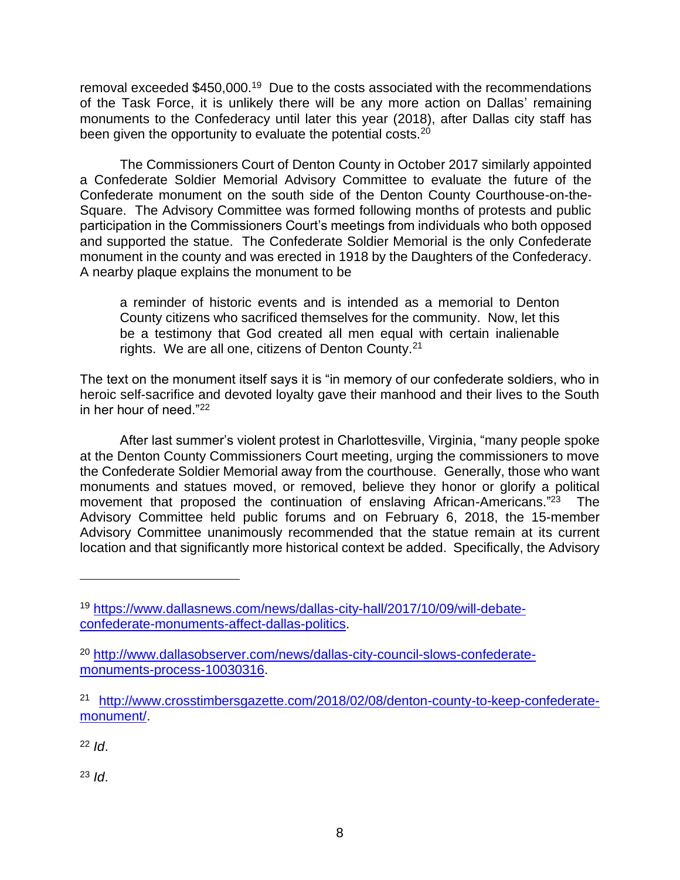removal exceeded $450,000.[19] Due to the costs associated with the recommendations of the Task Force, it is unlikely there will be any more action on Dallas' remaining monuments to the Confederacy until later this year (2018), after Dallas city staff has been given the opportunity to evaluate the potential costs.[20]

The Commissioners Court of Denton County in October 2017 similarly appointed a Confederate Soldier Memorial Advisory Committee to evaluate the future of the Confederate monument on the south side of the Denton County Courthouse-on-the-Square. The Advisory Committee was formed following months of protests and public participation in the Commissioners Court's meetings from individuals who both opposed and supported the statue. The Confederate Soldier Memorial is the only Confederate monument in the county and was erected in 1918 by the Daughters of the Confederacy. A nearby plaque explains the monument to be

> a reminder of historic events and is intended as a memorial to Denton County citizens who sacrificed themselves for the community. Now, let this be a testimony that God created all men equal with certain inalienable rights. We are all one, citizens of Denton County.[21]

The text on the monument itself says it is "in memory of our confederate soldiers, who in heroic self-sacrifice and devoted loyalty gave their manhood and their lives to the South in her hour of need."[22]

After last summer's violent protest in Charlottesville, Virginia, "many people spoke at the Denton County Commissioners Court meeting, urging the commissioners to move the Confederate Soldier Memorial away from the courthouse. Generally, those who want monuments and statues moved, or removed, believe they honor or glorify a political movement that proposed the continuation of enslaving African-Americans."[23] The Advisory Committee held public forums and on February 6, 2018, the 15-member Advisory Committee unanimously recommended that the statue remain at its current location and that significantly more historical context be added. Specifically, the Advisory

---

[19] https://www.dallasnews.com/news/dallas-city-hall/2017/10/09/will-debate-confederate-monuments-affect-dallas-politics.

[20] http://www.dallasobserver.com/news/dallas-city-council-slows-confederate-monuments-process-10030316.

[21] http://www.crosstimbersgazette.com/2018/02/08/denton-county-to-keep-confederate-monument/.

[22] *Id*.

[23] *Id*.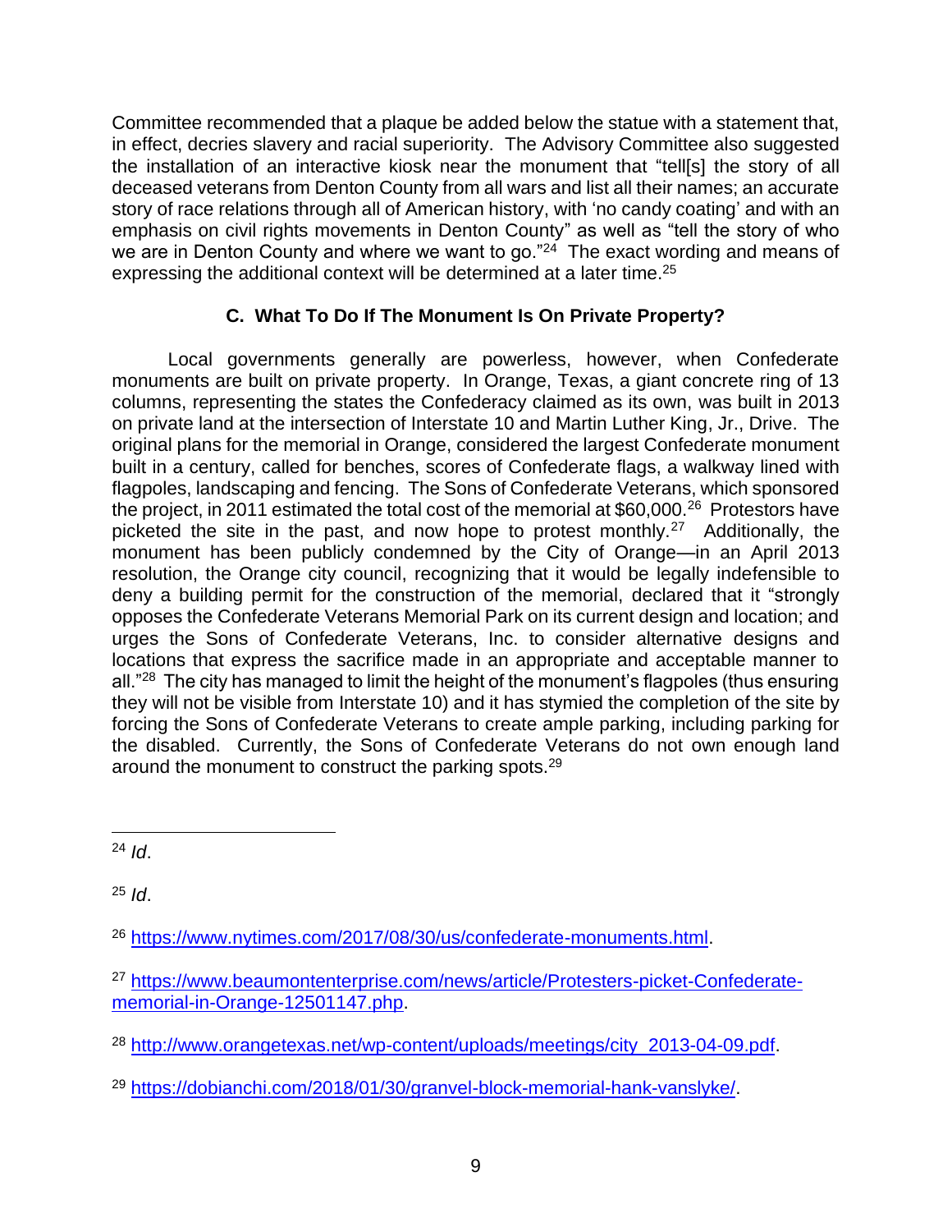Committee recommended that a plaque be added below the statue with a statement that, in effect, decries slavery and racial superiority. The Advisory Committee also suggested the installation of an interactive kiosk near the monument that "tell[s] the story of all deceased veterans from Denton County from all wars and list all their names; an accurate story of race relations through all of American history, with 'no candy coating' and with an emphasis on civil rights movements in Denton County" as well as "tell the story of who we are in Denton County and where we want to go."[24] The exact wording and means of expressing the additional context will be determined at a later time.[25]

### C. What To Do If The Monument Is On Private Property?

Local governments generally are powerless, however, when Confederate monuments are built on private property. In Orange, Texas, a giant concrete ring of 13 columns, representing the states the Confederacy claimed as its own, was built in 2013 on private land at the intersection of Interstate 10 and Martin Luther King, Jr., Drive. The original plans for the memorial in Orange, considered the largest Confederate monument built in a century, called for benches, scores of Confederate flags, a walkway lined with flagpoles, landscaping and fencing. The Sons of Confederate Veterans, which sponsored the project, in 2011 estimated the total cost of the memorial at $60,000.[26] Protestors have picketed the site in the past, and now hope to protest monthly.[27] Additionally, the monument has been publicly condemned by the City of Orange—in an April 2013 resolution, the Orange city council, recognizing that it would be legally indefensible to deny a building permit for the construction of the memorial, declared that it "strongly opposes the Confederate Veterans Memorial Park on its current design and location; and urges the Sons of Confederate Veterans, Inc. to consider alternative designs and locations that express the sacrifice made in an appropriate and acceptable manner to all."[28] The city has managed to limit the height of the monument's flagpoles (thus ensuring they will not be visible from Interstate 10) and it has stymied the completion of the site by forcing the Sons of Confederate Veterans to create ample parking, including parking for the disabled. Currently, the Sons of Confederate Veterans do not own enough land around the monument to construct the parking spots.[29]

---

[24] *Id*.

[25] *Id*.

[26] https://www.nytimes.com/2017/08/30/us/confederate-monuments.html.

[27] https://www.beaumontenterprise.com/news/article/Protesters-picket-Confederate-memorial-in-Orange-12501147.php.

[28] http://www.orangetexas.net/wp-content/uploads/meetings/city_2013-04-09.pdf.

[29] https://dobianchi.com/2018/01/30/granvel-block-memorial-hank-vanslyke/.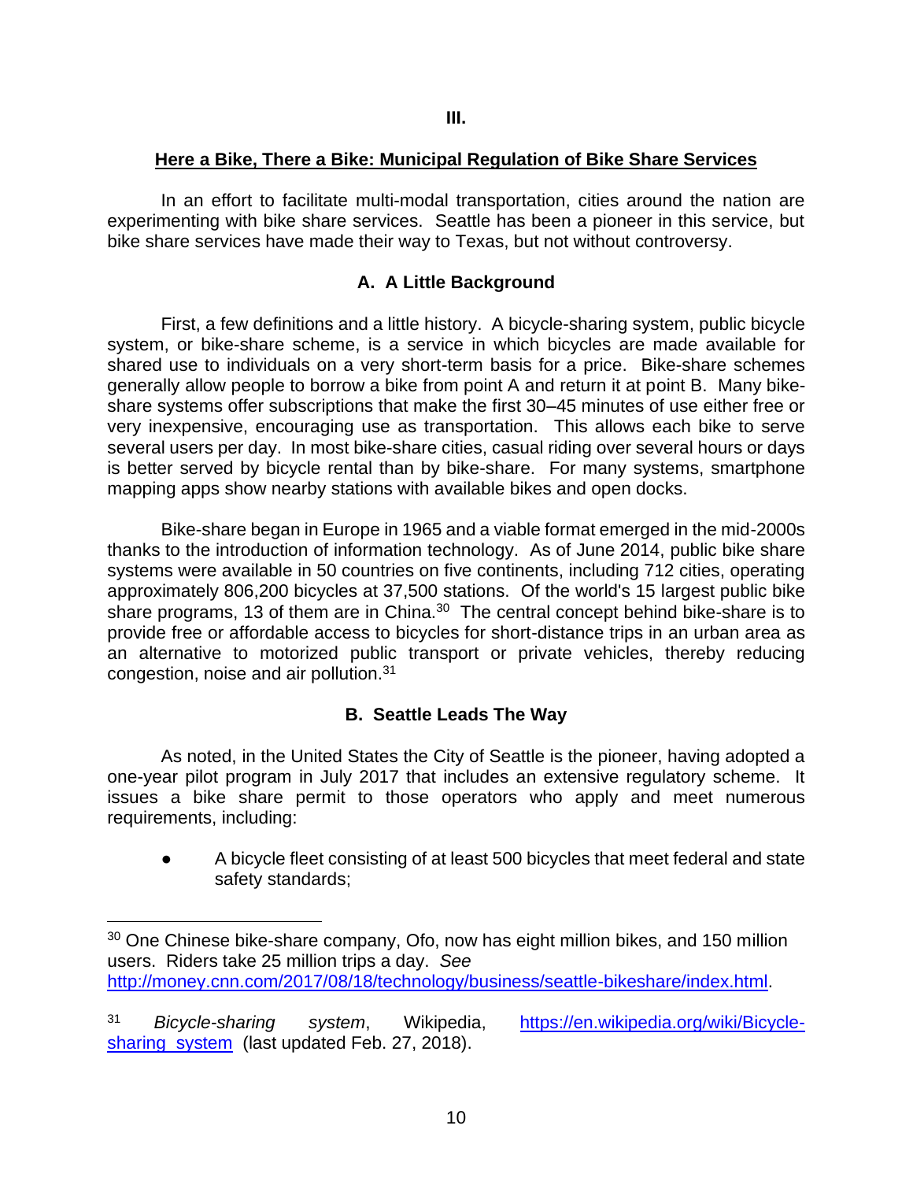## III.

## Here a Bike, There a Bike: Municipal Regulation of Bike Share Services

In an effort to facilitate multi-modal transportation, cities around the nation are experimenting with bike share services. Seattle has been a pioneer in this service, but bike share services have made their way to Texas, but not without controversy.

### A. A Little Background

First, a few definitions and a little history. A bicycle-sharing system, public bicycle system, or bike-share scheme, is a service in which bicycles are made available for shared use to individuals on a very short-term basis for a price. Bike-share schemes generally allow people to borrow a bike from point A and return it at point B. Many bike-share systems offer subscriptions that make the first 30–45 minutes of use either free or very inexpensive, encouraging use as transportation. This allows each bike to serve several users per day. In most bike-share cities, casual riding over several hours or days is better served by bicycle rental than by bike-share. For many systems, smartphone mapping apps show nearby stations with available bikes and open docks.

Bike-share began in Europe in 1965 and a viable format emerged in the mid-2000s thanks to the introduction of information technology. As of June 2014, public bike share systems were available in 50 countries on five continents, including 712 cities, operating approximately 806,200 bicycles at 37,500 stations. Of the world's 15 largest public bike share programs, 13 of them are in China.[30] The central concept behind bike-share is to provide free or affordable access to bicycles for short-distance trips in an urban area as an alternative to motorized public transport or private vehicles, thereby reducing congestion, noise and air pollution.[31]

### B. Seattle Leads The Way

As noted, in the United States the City of Seattle is the pioneer, having adopted a one-year pilot program in July 2017 that includes an extensive regulatory scheme. It issues a bike share permit to those operators who apply and meet numerous requirements, including:

- A bicycle fleet consisting of at least 500 bicycles that meet federal and state safety standards;

---

[30] One Chinese bike-share company, Ofo, now has eight million bikes, and 150 million users. Riders take 25 million trips a day. *See* http://money.cnn.com/2017/08/18/technology/business/seattle-bikeshare/index.html.

[31] *Bicycle-sharing system*, Wikipedia, https://en.wikipedia.org/wiki/Bicycle-sharing_system (last updated Feb. 27, 2018).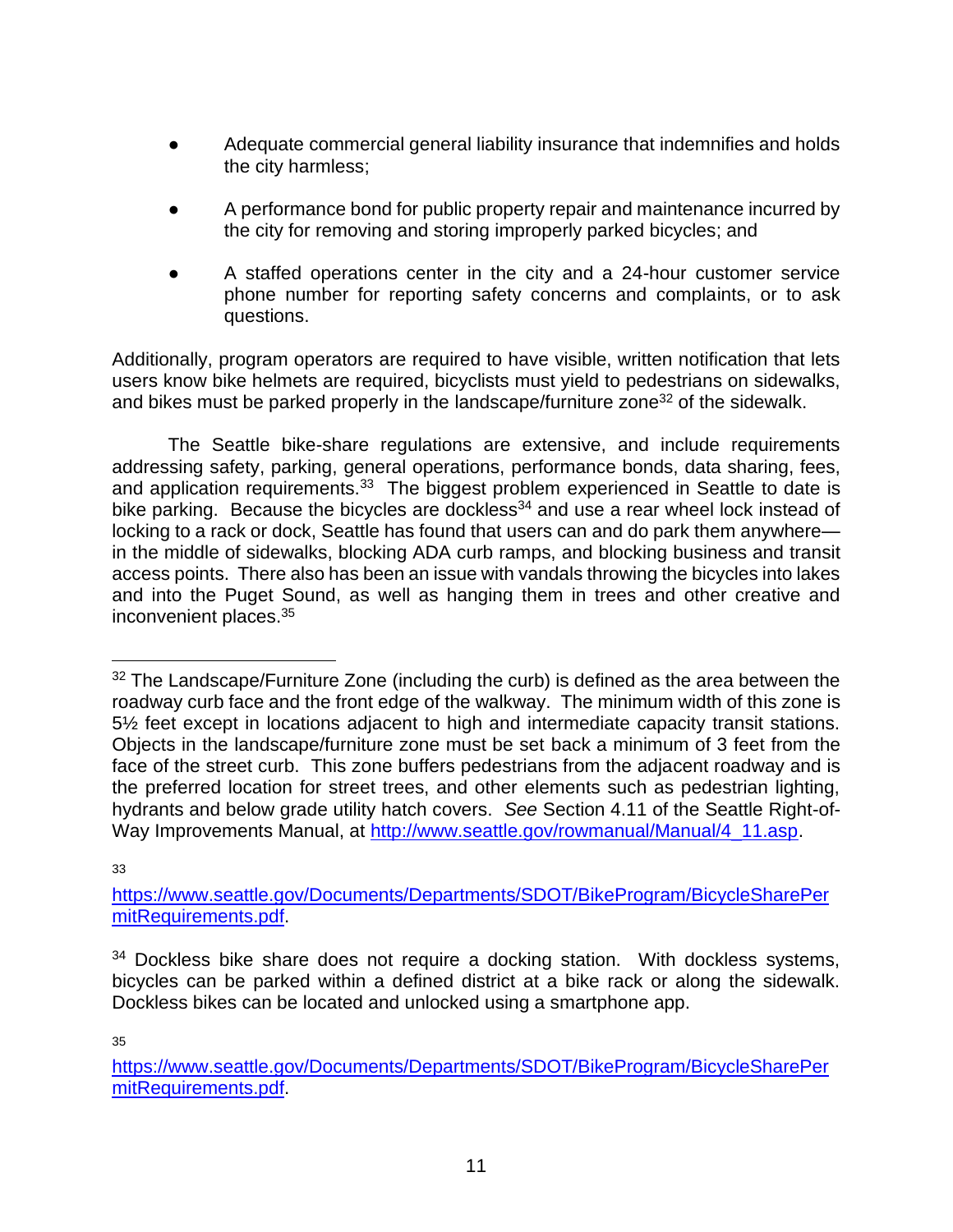- Adequate commercial general liability insurance that indemnifies and holds the city harmless;
- A performance bond for public property repair and maintenance incurred by the city for removing and storing improperly parked bicycles; and
- A staffed operations center in the city and a 24-hour customer service phone number for reporting safety concerns and complaints, or to ask questions.

Additionally, program operators are required to have visible, written notification that lets users know bike helmets are required, bicyclists must yield to pedestrians on sidewalks, and bikes must be parked properly in the landscape/furniture zone[32] of the sidewalk.

The Seattle bike-share regulations are extensive, and include requirements addressing safety, parking, general operations, performance bonds, data sharing, fees, and application requirements.[33] The biggest problem experienced in Seattle to date is bike parking. Because the bicycles are dockless[34] and use a rear wheel lock instead of locking to a rack or dock, Seattle has found that users can and do park them anywhere—in the middle of sidewalks, blocking ADA curb ramps, and blocking business and transit access points. There also has been an issue with vandals throwing the bicycles into lakes and into the Puget Sound, as well as hanging them in trees and other creative and inconvenient places.[35]

---

[32] The Landscape/Furniture Zone (including the curb) is defined as the area between the roadway curb face and the front edge of the walkway. The minimum width of this zone is 5½ feet except in locations adjacent to high and intermediate capacity transit stations. Objects in the landscape/furniture zone must be set back a minimum of 3 feet from the face of the street curb. This zone buffers pedestrians from the adjacent roadway and is the preferred location for street trees, and other elements such as pedestrian lighting, hydrants and below grade utility hatch covers. *See* Section 4.11 of the Seattle Right-of-Way Improvements Manual, at http://www.seattle.gov/rowmanual/Manual/4_11.asp.

[33] https://www.seattle.gov/Documents/Departments/SDOT/BikeProgram/BicycleSharePermitRequirements.pdf.

[34] Dockless bike share does not require a docking station. With dockless systems, bicycles can be parked within a defined district at a bike rack or along the sidewalk. Dockless bikes can be located and unlocked using a smartphone app.

[35] https://www.seattle.gov/Documents/Departments/SDOT/BikeProgram/BicycleSharePermitRequirements.pdf.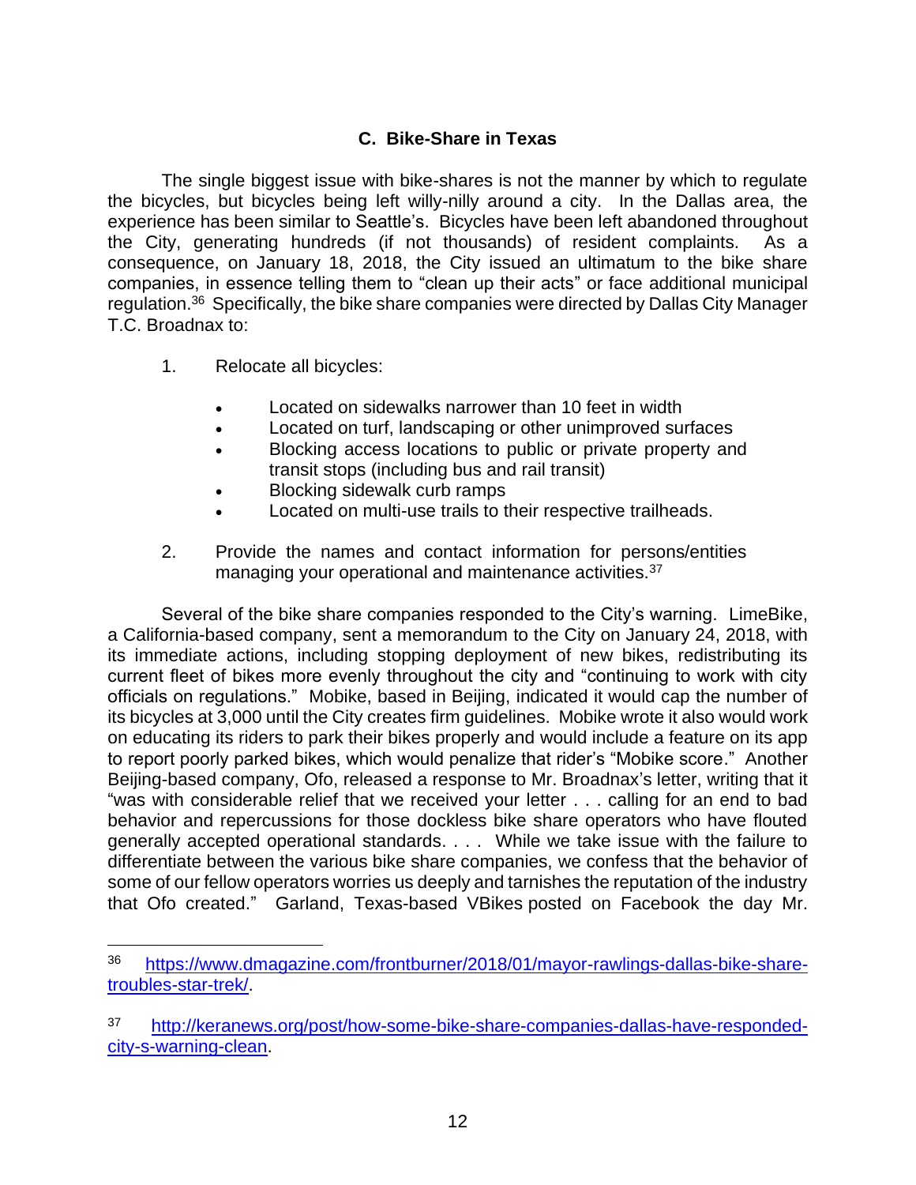### C. Bike-Share in Texas

The single biggest issue with bike-shares is not the manner by which to regulate the bicycles, but bicycles being left willy-nilly around a city. In the Dallas area, the experience has been similar to Seattle's. Bicycles have been left abandoned throughout the City, generating hundreds (if not thousands) of resident complaints. As a consequence, on January 18, 2018, the City issued an ultimatum to the bike share companies, in essence telling them to "clean up their acts" or face additional municipal regulation.[36] Specifically, the bike share companies were directed by Dallas City Manager T.C. Broadnax to:

1. Relocate all bicycles:
   - Located on sidewalks narrower than 10 feet in width
   - Located on turf, landscaping or other unimproved surfaces
   - Blocking access locations to public or private property and transit stops (including bus and rail transit)
   - Blocking sidewalk curb ramps
   - Located on multi-use trails to their respective trailheads.
2. Provide the names and contact information for persons/entities managing your operational and maintenance activities.[37]

Several of the bike share companies responded to the City's warning. LimeBike, a California-based company, sent a memorandum to the City on January 24, 2018, with its immediate actions, including stopping deployment of new bikes, redistributing its current fleet of bikes more evenly throughout the city and "continuing to work with city officials on regulations." Mobike, based in Beijing, indicated it would cap the number of its bicycles at 3,000 until the City creates firm guidelines. Mobike wrote it also would work on educating its riders to park their bikes properly and would include a feature on its app to report poorly parked bikes, which would penalize that rider's "Mobike score." Another Beijing-based company, Ofo, released a response to Mr. Broadnax's letter, writing that it "was with considerable relief that we received your letter . . . calling for an end to bad behavior and repercussions for those dockless bike share operators who have flouted generally accepted operational standards. . . . While we take issue with the failure to differentiate between the various bike share companies, we confess that the behavior of some of our fellow operators worries us deeply and tarnishes the reputation of the industry that Ofo created." Garland, Texas-based VBikes posted on Facebook the day Mr.

---

[36] https://www.dmagazine.com/frontburner/2018/01/mayor-rawlings-dallas-bike-share-troubles-star-trek/.

[37] http://keranews.org/post/how-some-bike-share-companies-dallas-have-responded-city-s-warning-clean.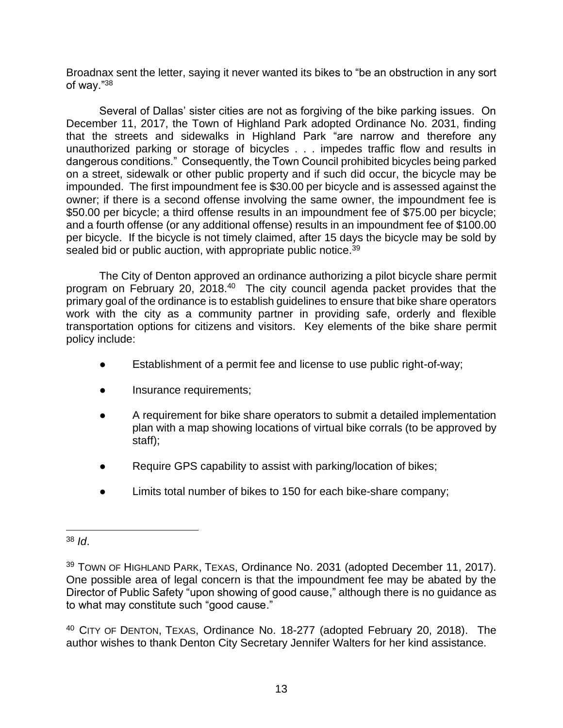Broadnax sent the letter, saying it never wanted its bikes to "be an obstruction in any sort of way."[38]

Several of Dallas' sister cities are not as forgiving of the bike parking issues. On December 11, 2017, the Town of Highland Park adopted Ordinance No. 2031, finding that the streets and sidewalks in Highland Park "are narrow and therefore any unauthorized parking or storage of bicycles . . . impedes traffic flow and results in dangerous conditions." Consequently, the Town Council prohibited bicycles being parked on a street, sidewalk or other public property and if such did occur, the bicycle may be impounded. The first impoundment fee is $30.00 per bicycle and is assessed against the owner; if there is a second offense involving the same owner, the impoundment fee is $50.00 per bicycle; a third offense results in an impoundment fee of $75.00 per bicycle; and a fourth offense (or any additional offense) results in an impoundment fee of $100.00 per bicycle. If the bicycle is not timely claimed, after 15 days the bicycle may be sold by sealed bid or public auction, with appropriate public notice.[39]

The City of Denton approved an ordinance authorizing a pilot bicycle share permit program on February 20, 2018.[40] The city council agenda packet provides that the primary goal of the ordinance is to establish guidelines to ensure that bike share operators work with the city as a community partner in providing safe, orderly and flexible transportation options for citizens and visitors. Key elements of the bike share permit policy include:

- Establishment of a permit fee and license to use public right-of-way;
- Insurance requirements;
- A requirement for bike share operators to submit a detailed implementation plan with a map showing locations of virtual bike corrals (to be approved by staff);
- Require GPS capability to assist with parking/location of bikes;
- Limits total number of bikes to 150 for each bike-share company;

---

[38] *Id*.

[39] TOWN OF HIGHLAND PARK, TEXAS, Ordinance No. 2031 (adopted December 11, 2017). One possible area of legal concern is that the impoundment fee may be abated by the Director of Public Safety "upon showing of good cause," although there is no guidance as to what may constitute such "good cause."

[40] CITY OF DENTON, TEXAS, Ordinance No. 18-277 (adopted February 20, 2018). The author wishes to thank Denton City Secretary Jennifer Walters for her kind assistance.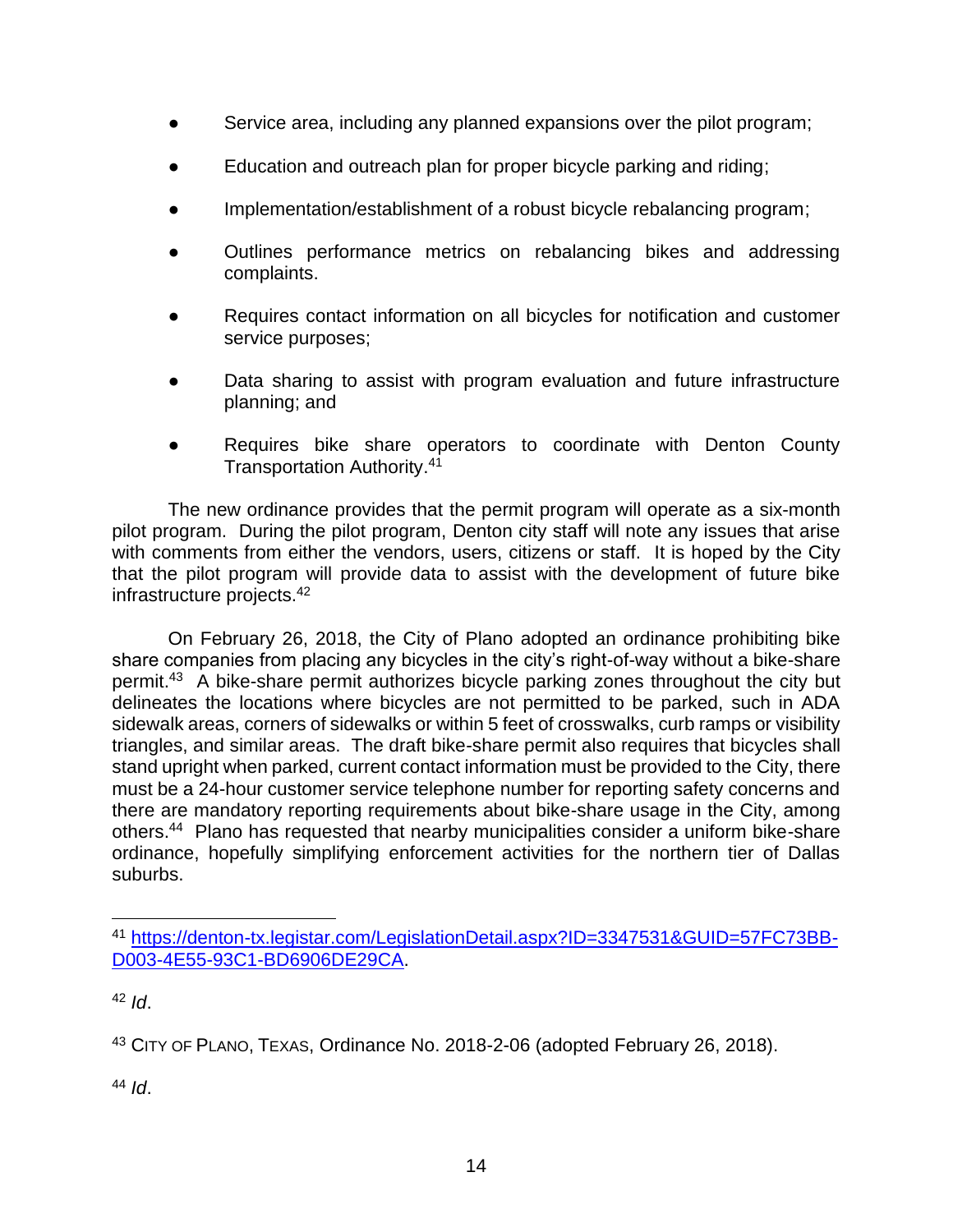- Service area, including any planned expansions over the pilot program;
- Education and outreach plan for proper bicycle parking and riding;
- Implementation/establishment of a robust bicycle rebalancing program;
- Outlines performance metrics on rebalancing bikes and addressing complaints.
- Requires contact information on all bicycles for notification and customer service purposes;
- Data sharing to assist with program evaluation and future infrastructure planning; and
- Requires bike share operators to coordinate with Denton County Transportation Authority.[41]

The new ordinance provides that the permit program will operate as a six-month pilot program. During the pilot program, Denton city staff will note any issues that arise with comments from either the vendors, users, citizens or staff. It is hoped by the City that the pilot program will provide data to assist with the development of future bike infrastructure projects.[42]

On February 26, 2018, the City of Plano adopted an ordinance prohibiting bike share companies from placing any bicycles in the city's right-of-way without a bike-share permit.[43] A bike-share permit authorizes bicycle parking zones throughout the city but delineates the locations where bicycles are not permitted to be parked, such in ADA sidewalk areas, corners of sidewalks or within 5 feet of crosswalks, curb ramps or visibility triangles, and similar areas. The draft bike-share permit also requires that bicycles shall stand upright when parked, current contact information must be provided to the City, there must be a 24-hour customer service telephone number for reporting safety concerns and there are mandatory reporting requirements about bike-share usage in the City, among others.[44] Plano has requested that nearby municipalities consider a uniform bike-share ordinance, hopefully simplifying enforcement activities for the northern tier of Dallas suburbs.

---

[41] https://denton-tx.legistar.com/LegislationDetail.aspx?ID=3347531&GUID=57FC73BB-D003-4E55-93C1-BD6906DE29CA.

[42] *Id*.

[43] CITY OF PLANO, TEXAS, Ordinance No. 2018-2-06 (adopted February 26, 2018).

[44] *Id*.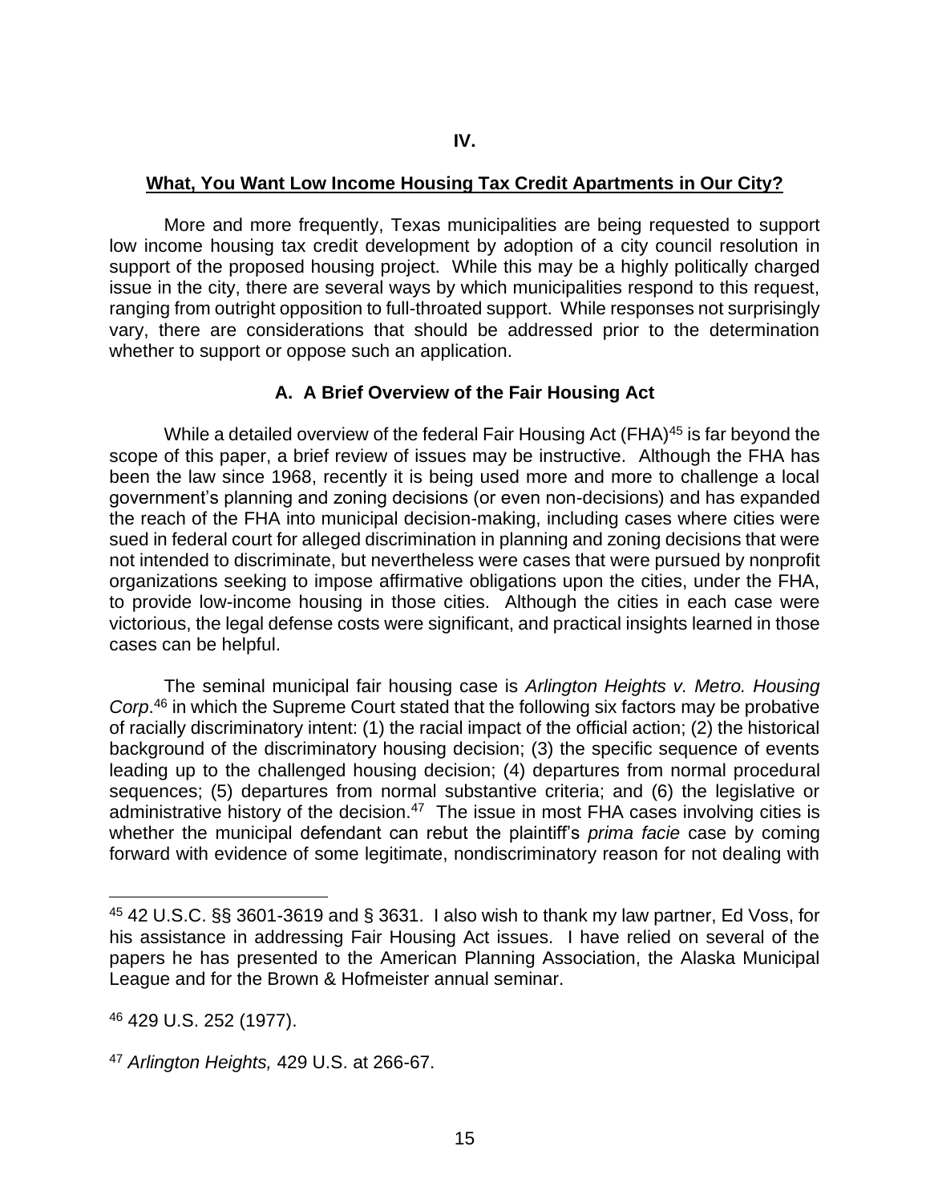# IV.

## What, You Want Low Income Housing Tax Credit Apartments in Our City?

More and more frequently, Texas municipalities are being requested to support low income housing tax credit development by adoption of a city council resolution in support of the proposed housing project. While this may be a highly politically charged issue in the city, there are several ways by which municipalities respond to this request, ranging from outright opposition to full-throated support. While responses not surprisingly vary, there are considerations that should be addressed prior to the determination whether to support or oppose such an application.

### A. A Brief Overview of the Fair Housing Act

While a detailed overview of the federal Fair Housing Act (FHA)[45] is far beyond the scope of this paper, a brief review of issues may be instructive. Although the FHA has been the law since 1968, recently it is being used more and more to challenge a local government's planning and zoning decisions (or even non-decisions) and has expanded the reach of the FHA into municipal decision-making, including cases where cities were sued in federal court for alleged discrimination in planning and zoning decisions that were not intended to discriminate, but nevertheless were cases that were pursued by nonprofit organizations seeking to impose affirmative obligations upon the cities, under the FHA, to provide low-income housing in those cities. Although the cities in each case were victorious, the legal defense costs were significant, and practical insights learned in those cases can be helpful.

The seminal municipal fair housing case is *Arlington Heights v. Metro. Housing Corp*.[46] in which the Supreme Court stated that the following six factors may be probative of racially discriminatory intent: (1) the racial impact of the official action; (2) the historical background of the discriminatory housing decision; (3) the specific sequence of events leading up to the challenged housing decision; (4) departures from normal procedural sequences; (5) departures from normal substantive criteria; and (6) the legislative or administrative history of the decision.[47] The issue in most FHA cases involving cities is whether the municipal defendant can rebut the plaintiff's *prima facie* case by coming forward with evidence of some legitimate, nondiscriminatory reason for not dealing with

---

[45] 42 U.S.C. §§ 3601-3619 and § 3631. I also wish to thank my law partner, Ed Voss, for his assistance in addressing Fair Housing Act issues. I have relied on several of the papers he has presented to the American Planning Association, the Alaska Municipal League and for the Brown & Hofmeister annual seminar.

[46] 429 U.S. 252 (1977).

[47] *Arlington Heights,* 429 U.S. at 266-67.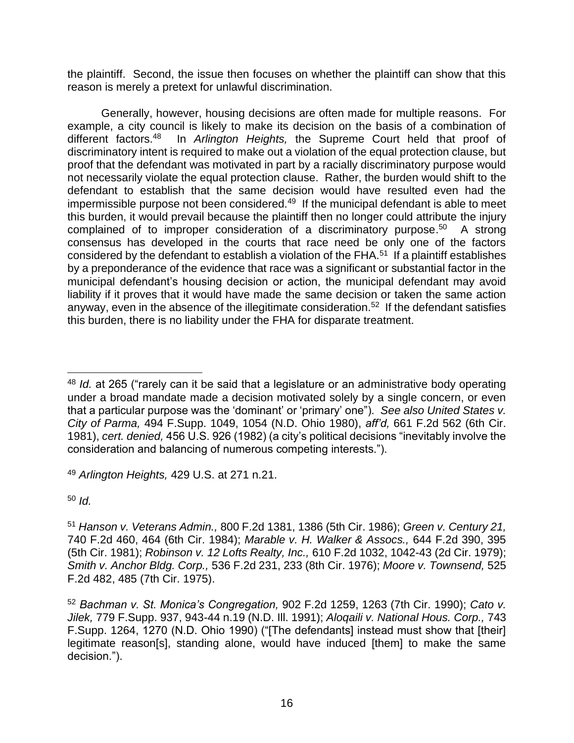the plaintiff. Second, the issue then focuses on whether the plaintiff can show that this reason is merely a pretext for unlawful discrimination.

Generally, however, housing decisions are often made for multiple reasons. For example, a city council is likely to make its decision on the basis of a combination of different factors.[48] In *Arlington Heights,* the Supreme Court held that proof of discriminatory intent is required to make out a violation of the equal protection clause, but proof that the defendant was motivated in part by a racially discriminatory purpose would not necessarily violate the equal protection clause. Rather, the burden would shift to the defendant to establish that the same decision would have resulted even had the impermissible purpose not been considered.[49] If the municipal defendant is able to meet this burden, it would prevail because the plaintiff then no longer could attribute the injury complained of to improper consideration of a discriminatory purpose.[50] A strong consensus has developed in the courts that race need be only one of the factors considered by the defendant to establish a violation of the FHA.[51] If a plaintiff establishes by a preponderance of the evidence that race was a significant or substantial factor in the municipal defendant's housing decision or action, the municipal defendant may avoid liability if it proves that it would have made the same decision or taken the same action anyway, even in the absence of the illegitimate consideration.[52] If the defendant satisfies this burden, there is no liability under the FHA for disparate treatment.

---

[48] *Id.* at 265 ("rarely can it be said that a legislature or an administrative body operating under a broad mandate made a decision motivated solely by a single concern, or even that a particular purpose was the 'dominant' or 'primary' one"). *See also United States v. City of Parma,* 494 F.Supp. 1049, 1054 (N.D. Ohio 1980), *aff'd,* 661 F.2d 562 (6th Cir. 1981), *cert. denied,* 456 U.S. 926 (1982) (a city's political decisions "inevitably involve the consideration and balancing of numerous competing interests.").

[49] *Arlington Heights,* 429 U.S. at 271 n.21.

[50] *Id.*

[51] *Hanson v. Veterans Admin.,* 800 F.2d 1381, 1386 (5th Cir. 1986); *Green v. Century 21,* 740 F.2d 460, 464 (6th Cir. 1984); *Marable v. H. Walker & Assocs.,* 644 F.2d 390, 395 (5th Cir. 1981); *Robinson v. 12 Lofts Realty, Inc.,* 610 F.2d 1032, 1042-43 (2d Cir. 1979); *Smith v. Anchor Bldg. Corp.,* 536 F.2d 231, 233 (8th Cir. 1976); *Moore v. Townsend,* 525 F.2d 482, 485 (7th Cir. 1975).

[52] *Bachman v. St. Monica's Congregation,* 902 F.2d 1259, 1263 (7th Cir. 1990); *Cato v. Jilek,* 779 F.Supp. 937, 943-44 n.19 (N.D. Ill. 1991); *Aloqaili v. National Hous. Corp.,* 743 F.Supp. 1264, 1270 (N.D. Ohio 1990) ("[The defendants] instead must show that [their] legitimate reason[s], standing alone, would have induced [them] to make the same decision.").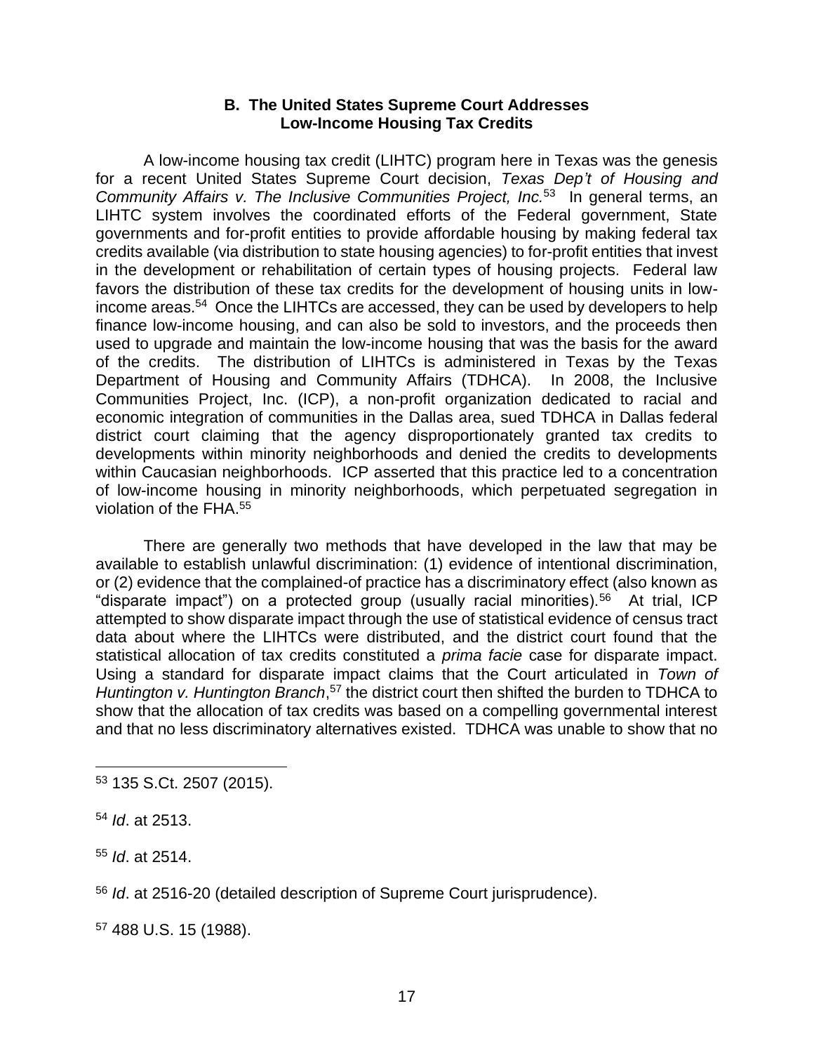### B. The United States Supreme Court Addresses Low-Income Housing Tax Credits

A low-income housing tax credit (LIHTC) program here in Texas was the genesis for a recent United States Supreme Court decision, *Texas Dep't of Housing and Community Affairs v. The Inclusive Communities Project, Inc.*[53] In general terms, an LIHTC system involves the coordinated efforts of the Federal government, State governments and for-profit entities to provide affordable housing by making federal tax credits available (via distribution to state housing agencies) to for-profit entities that invest in the development or rehabilitation of certain types of housing projects. Federal law favors the distribution of these tax credits for the development of housing units in low-income areas.[54] Once the LIHTCs are accessed, they can be used by developers to help finance low-income housing, and can also be sold to investors, and the proceeds then used to upgrade and maintain the low-income housing that was the basis for the award of the credits. The distribution of LIHTCs is administered in Texas by the Texas Department of Housing and Community Affairs (TDHCA). In 2008, the Inclusive Communities Project, Inc. (ICP), a non-profit organization dedicated to racial and economic integration of communities in the Dallas area, sued TDHCA in Dallas federal district court claiming that the agency disproportionately granted tax credits to developments within minority neighborhoods and denied the credits to developments within Caucasian neighborhoods. ICP asserted that this practice led to a concentration of low-income housing in minority neighborhoods, which perpetuated segregation in violation of the FHA.[55]

There are generally two methods that have developed in the law that may be available to establish unlawful discrimination: (1) evidence of intentional discrimination, or (2) evidence that the complained-of practice has a discriminatory effect (also known as "disparate impact") on a protected group (usually racial minorities).[56] At trial, ICP attempted to show disparate impact through the use of statistical evidence of census tract data about where the LIHTCs were distributed, and the district court found that the statistical allocation of tax credits constituted a *prima facie* case for disparate impact. Using a standard for disparate impact claims that the Court articulated in *Town of Huntington v. Huntington Branch*,[57] the district court then shifted the burden to TDHCA to show that the allocation of tax credits was based on a compelling governmental interest and that no less discriminatory alternatives existed. TDHCA was unable to show that no

---

[53] 135 S.Ct. 2507 (2015).

[54] *Id*. at 2513.

[55] *Id*. at 2514.

[56] *Id*. at 2516-20 (detailed description of Supreme Court jurisprudence).

[57] 488 U.S. 15 (1988).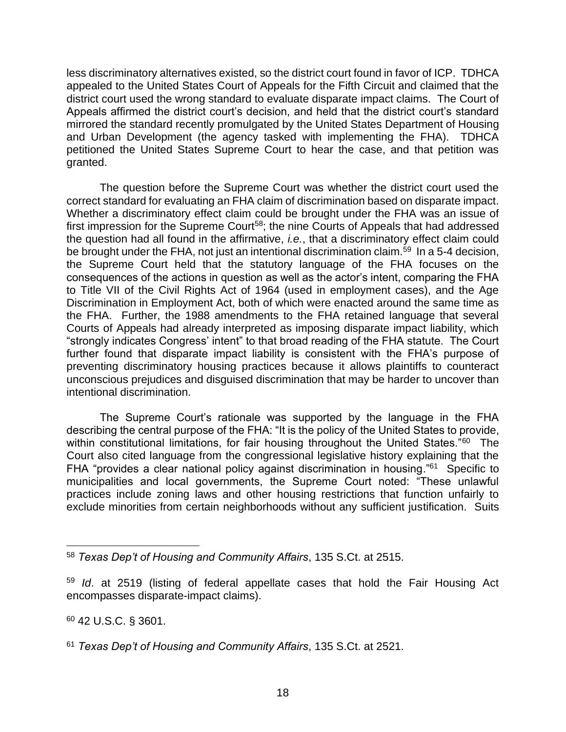less discriminatory alternatives existed, so the district court found in favor of ICP. TDHCA appealed to the United States Court of Appeals for the Fifth Circuit and claimed that the district court used the wrong standard to evaluate disparate impact claims. The Court of Appeals affirmed the district court's decision, and held that the district court's standard mirrored the standard recently promulgated by the United States Department of Housing and Urban Development (the agency tasked with implementing the FHA). TDHCA petitioned the United States Supreme Court to hear the case, and that petition was granted.

The question before the Supreme Court was whether the district court used the correct standard for evaluating an FHA claim of discrimination based on disparate impact. Whether a discriminatory effect claim could be brought under the FHA was an issue of first impression for the Supreme Court[58]; the nine Courts of Appeals that had addressed the question had all found in the affirmative, *i.e.*, that a discriminatory effect claim could be brought under the FHA, not just an intentional discrimination claim.[59] In a 5-4 decision, the Supreme Court held that the statutory language of the FHA focuses on the consequences of the actions in question as well as the actor's intent, comparing the FHA to Title VII of the Civil Rights Act of 1964 (used in employment cases), and the Age Discrimination in Employment Act, both of which were enacted around the same time as the FHA. Further, the 1988 amendments to the FHA retained language that several Courts of Appeals had already interpreted as imposing disparate impact liability, which "strongly indicates Congress' intent" to that broad reading of the FHA statute. The Court further found that disparate impact liability is consistent with the FHA's purpose of preventing discriminatory housing practices because it allows plaintiffs to counteract unconscious prejudices and disguised discrimination that may be harder to uncover than intentional discrimination.

The Supreme Court's rationale was supported by the language in the FHA describing the central purpose of the FHA: "It is the policy of the United States to provide, within constitutional limitations, for fair housing throughout the United States."[60] The Court also cited language from the congressional legislative history explaining that the FHA "provides a clear national policy against discrimination in housing."[61] Specific to municipalities and local governments, the Supreme Court noted: "These unlawful practices include zoning laws and other housing restrictions that function unfairly to exclude minorities from certain neighborhoods without any sufficient justification. Suits

---

[58] *Texas Dep't of Housing and Community Affairs*, 135 S.Ct. at 2515.

[59] *Id*. at 2519 (listing of federal appellate cases that hold the Fair Housing Act encompasses disparate-impact claims).

[60] 42 U.S.C. § 3601.

[61] *Texas Dep't of Housing and Community Affairs*, 135 S.Ct. at 2521.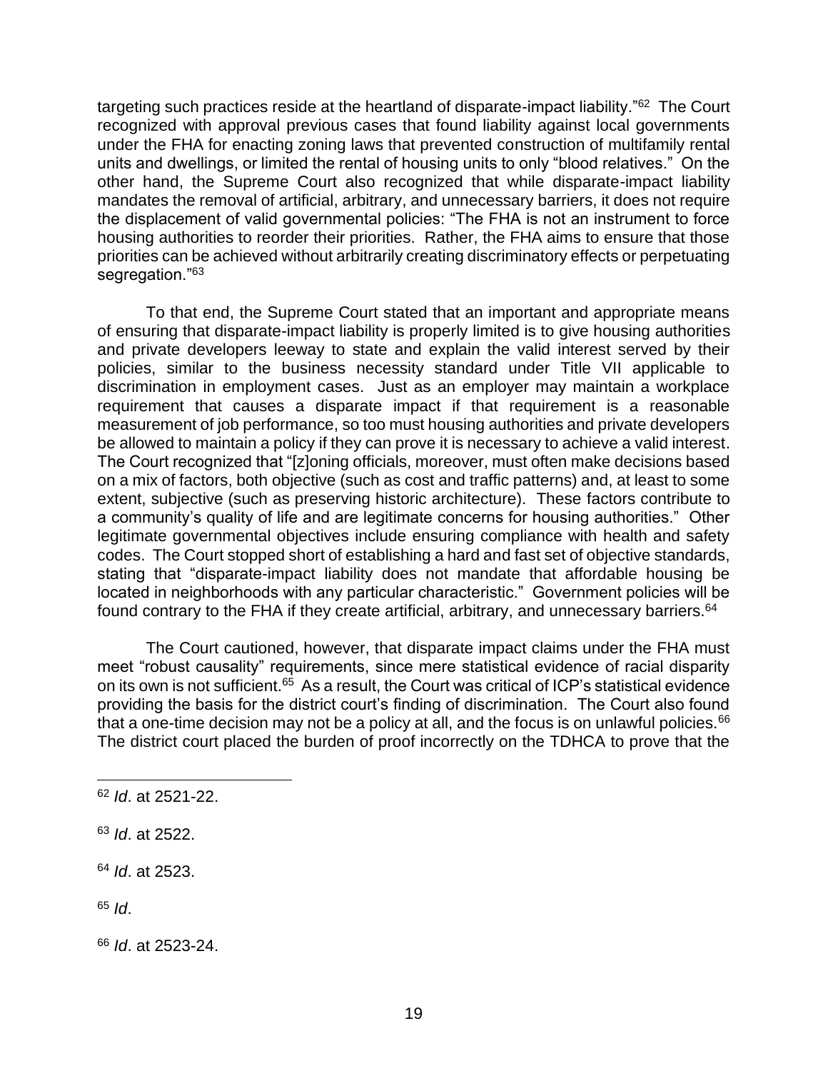targeting such practices reside at the heartland of disparate-impact liability."[62] The Court recognized with approval previous cases that found liability against local governments under the FHA for enacting zoning laws that prevented construction of multifamily rental units and dwellings, or limited the rental of housing units to only "blood relatives." On the other hand, the Supreme Court also recognized that while disparate-impact liability mandates the removal of artificial, arbitrary, and unnecessary barriers, it does not require the displacement of valid governmental policies: "The FHA is not an instrument to force housing authorities to reorder their priorities. Rather, the FHA aims to ensure that those priorities can be achieved without arbitrarily creating discriminatory effects or perpetuating segregation."[63]

To that end, the Supreme Court stated that an important and appropriate means of ensuring that disparate-impact liability is properly limited is to give housing authorities and private developers leeway to state and explain the valid interest served by their policies, similar to the business necessity standard under Title VII applicable to discrimination in employment cases. Just as an employer may maintain a workplace requirement that causes a disparate impact if that requirement is a reasonable measurement of job performance, so too must housing authorities and private developers be allowed to maintain a policy if they can prove it is necessary to achieve a valid interest. The Court recognized that "[z]oning officials, moreover, must often make decisions based on a mix of factors, both objective (such as cost and traffic patterns) and, at least to some extent, subjective (such as preserving historic architecture). These factors contribute to a community's quality of life and are legitimate concerns for housing authorities." Other legitimate governmental objectives include ensuring compliance with health and safety codes. The Court stopped short of establishing a hard and fast set of objective standards, stating that "disparate-impact liability does not mandate that affordable housing be located in neighborhoods with any particular characteristic." Government policies will be found contrary to the FHA if they create artificial, arbitrary, and unnecessary barriers.[64]

The Court cautioned, however, that disparate impact claims under the FHA must meet "robust causality" requirements, since mere statistical evidence of racial disparity on its own is not sufficient.[65] As a result, the Court was critical of ICP's statistical evidence providing the basis for the district court's finding of discrimination. The Court also found that a one-time decision may not be a policy at all, and the focus is on unlawful policies.[66] The district court placed the burden of proof incorrectly on the TDHCA to prove that the

---

[62] *Id*. at 2521-22.

[63] *Id*. at 2522.

[64] *Id*. at 2523.

[65] *Id*.

[66] *Id*. at 2523-24.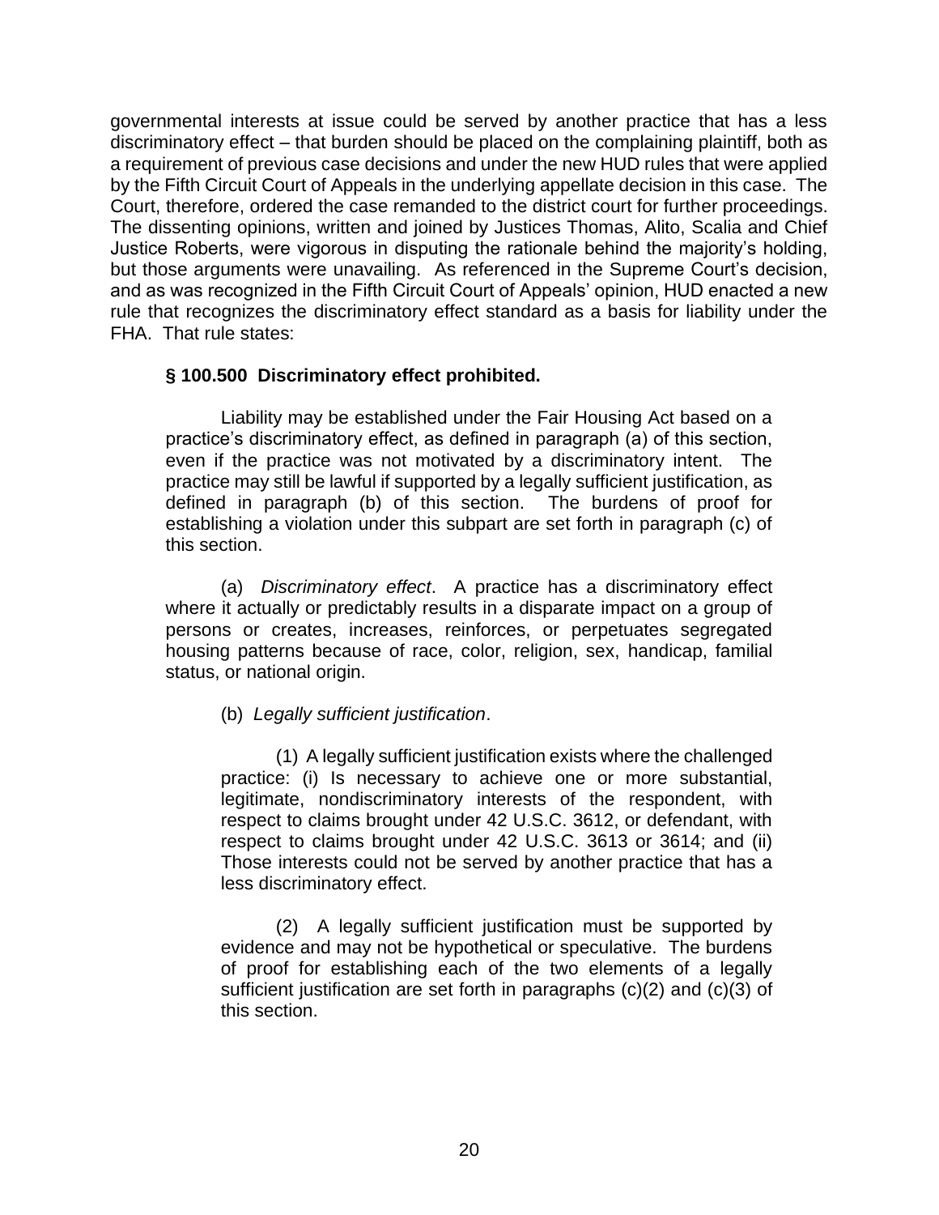governmental interests at issue could be served by another practice that has a less discriminatory effect – that burden should be placed on the complaining plaintiff, both as a requirement of previous case decisions and under the new HUD rules that were applied by the Fifth Circuit Court of Appeals in the underlying appellate decision in this case. The Court, therefore, ordered the case remanded to the district court for further proceedings. The dissenting opinions, written and joined by Justices Thomas, Alito, Scalia and Chief Justice Roberts, were vigorous in disputing the rationale behind the majority's holding, but those arguments were unavailing. As referenced in the Supreme Court's decision, and as was recognized in the Fifth Circuit Court of Appeals' opinion, HUD enacted a new rule that recognizes the discriminatory effect standard as a basis for liability under the FHA. That rule states:

> **§ 100.500 Discriminatory effect prohibited.**
>
> Liability may be established under the Fair Housing Act based on a practice's discriminatory effect, as defined in paragraph (a) of this section, even if the practice was not motivated by a discriminatory intent. The practice may still be lawful if supported by a legally sufficient justification, as defined in paragraph (b) of this section. The burdens of proof for establishing a violation under this subpart are set forth in paragraph (c) of this section.
>
> (a) *Discriminatory effect*. A practice has a discriminatory effect where it actually or predictably results in a disparate impact on a group of persons or creates, increases, reinforces, or perpetuates segregated housing patterns because of race, color, religion, sex, handicap, familial status, or national origin.
>
> (b) *Legally sufficient justification*.
>
> > (1) A legally sufficient justification exists where the challenged practice: (i) Is necessary to achieve one or more substantial, legitimate, nondiscriminatory interests of the respondent, with respect to claims brought under 42 U.S.C. 3612, or defendant, with respect to claims brought under 42 U.S.C. 3613 or 3614; and (ii) Those interests could not be served by another practice that has a less discriminatory effect.
> >
> > (2) A legally sufficient justification must be supported by evidence and may not be hypothetical or speculative. The burdens of proof for establishing each of the two elements of a legally sufficient justification are set forth in paragraphs (c)(2) and (c)(3) of this section.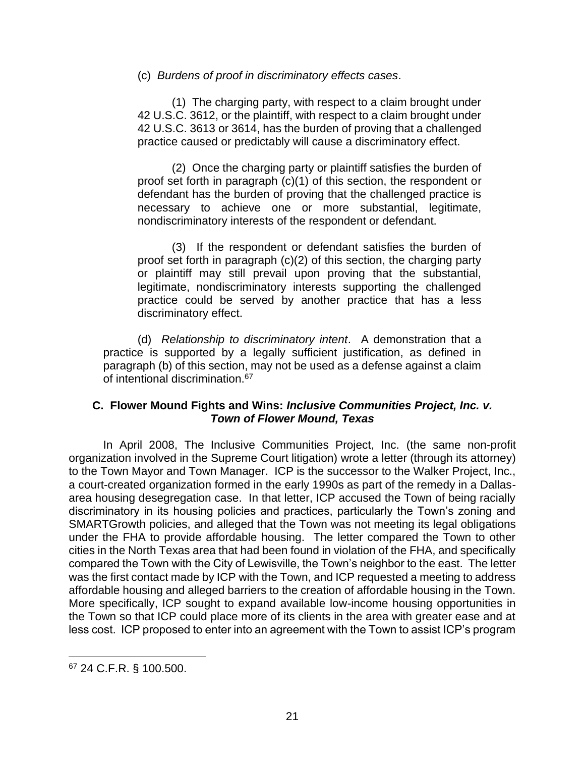(c) *Burdens of proof in discriminatory effects cases*.

(1) The charging party, with respect to a claim brought under 42 U.S.C. 3612, or the plaintiff, with respect to a claim brought under 42 U.S.C. 3613 or 3614, has the burden of proving that a challenged practice caused or predictably will cause a discriminatory effect.

(2) Once the charging party or plaintiff satisfies the burden of proof set forth in paragraph (c)(1) of this section, the respondent or defendant has the burden of proving that the challenged practice is necessary to achieve one or more substantial, legitimate, nondiscriminatory interests of the respondent or defendant.

(3) If the respondent or defendant satisfies the burden of proof set forth in paragraph (c)(2) of this section, the charging party or plaintiff may still prevail upon proving that the substantial, legitimate, nondiscriminatory interests supporting the challenged practice could be served by another practice that has a less discriminatory effect.

(d) *Relationship to discriminatory intent*. A demonstration that a practice is supported by a legally sufficient justification, as defined in paragraph (b) of this section, may not be used as a defense against a claim of intentional discrimination.[67]

### C. Flower Mound Fights and Wins: *Inclusive Communities Project, Inc. v. Town of Flower Mound, Texas*

In April 2008, The Inclusive Communities Project, Inc. (the same non-profit organization involved in the Supreme Court litigation) wrote a letter (through its attorney) to the Town Mayor and Town Manager. ICP is the successor to the Walker Project, Inc., a court-created organization formed in the early 1990s as part of the remedy in a Dallas-area housing desegregation case. In that letter, ICP accused the Town of being racially discriminatory in its housing policies and practices, particularly the Town's zoning and SMARTGrowth policies, and alleged that the Town was not meeting its legal obligations under the FHA to provide affordable housing. The letter compared the Town to other cities in the North Texas area that had been found in violation of the FHA, and specifically compared the Town with the City of Lewisville, the Town's neighbor to the east. The letter was the first contact made by ICP with the Town, and ICP requested a meeting to address affordable housing and alleged barriers to the creation of affordable housing in the Town. More specifically, ICP sought to expand available low-income housing opportunities in the Town so that ICP could place more of its clients in the area with greater ease and at less cost. ICP proposed to enter into an agreement with the Town to assist ICP's program

---

[67] 24 C.F.R. § 100.500.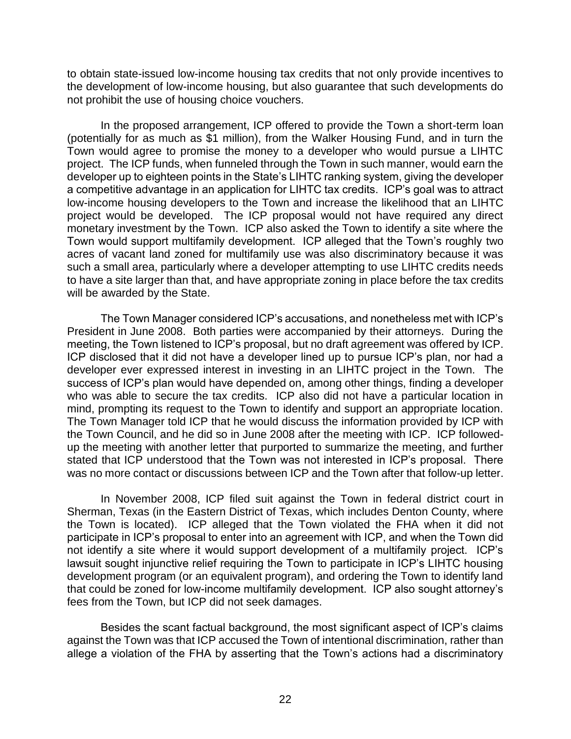to obtain state-issued low-income housing tax credits that not only provide incentives to the development of low-income housing, but also guarantee that such developments do not prohibit the use of housing choice vouchers.

In the proposed arrangement, ICP offered to provide the Town a short-term loan (potentially for as much as $1 million), from the Walker Housing Fund, and in turn the Town would agree to promise the money to a developer who would pursue a LIHTC project. The ICP funds, when funneled through the Town in such manner, would earn the developer up to eighteen points in the State's LIHTC ranking system, giving the developer a competitive advantage in an application for LIHTC tax credits. ICP's goal was to attract low-income housing developers to the Town and increase the likelihood that an LIHTC project would be developed. The ICP proposal would not have required any direct monetary investment by the Town. ICP also asked the Town to identify a site where the Town would support multifamily development. ICP alleged that the Town's roughly two acres of vacant land zoned for multifamily use was also discriminatory because it was such a small area, particularly where a developer attempting to use LIHTC credits needs to have a site larger than that, and have appropriate zoning in place before the tax credits will be awarded by the State.

The Town Manager considered ICP's accusations, and nonetheless met with ICP's President in June 2008. Both parties were accompanied by their attorneys. During the meeting, the Town listened to ICP's proposal, but no draft agreement was offered by ICP. ICP disclosed that it did not have a developer lined up to pursue ICP's plan, nor had a developer ever expressed interest in investing in an LIHTC project in the Town. The success of ICP's plan would have depended on, among other things, finding a developer who was able to secure the tax credits. ICP also did not have a particular location in mind, prompting its request to the Town to identify and support an appropriate location. The Town Manager told ICP that he would discuss the information provided by ICP with the Town Council, and he did so in June 2008 after the meeting with ICP. ICP followed-up the meeting with another letter that purported to summarize the meeting, and further stated that ICP understood that the Town was not interested in ICP's proposal. There was no more contact or discussions between ICP and the Town after that follow-up letter.

In November 2008, ICP filed suit against the Town in federal district court in Sherman, Texas (in the Eastern District of Texas, which includes Denton County, where the Town is located). ICP alleged that the Town violated the FHA when it did not participate in ICP's proposal to enter into an agreement with ICP, and when the Town did not identify a site where it would support development of a multifamily project. ICP's lawsuit sought injunctive relief requiring the Town to participate in ICP's LIHTC housing development program (or an equivalent program), and ordering the Town to identify land that could be zoned for low-income multifamily development. ICP also sought attorney's fees from the Town, but ICP did not seek damages.

Besides the scant factual background, the most significant aspect of ICP's claims against the Town was that ICP accused the Town of intentional discrimination, rather than allege a violation of the FHA by asserting that the Town's actions had a discriminatory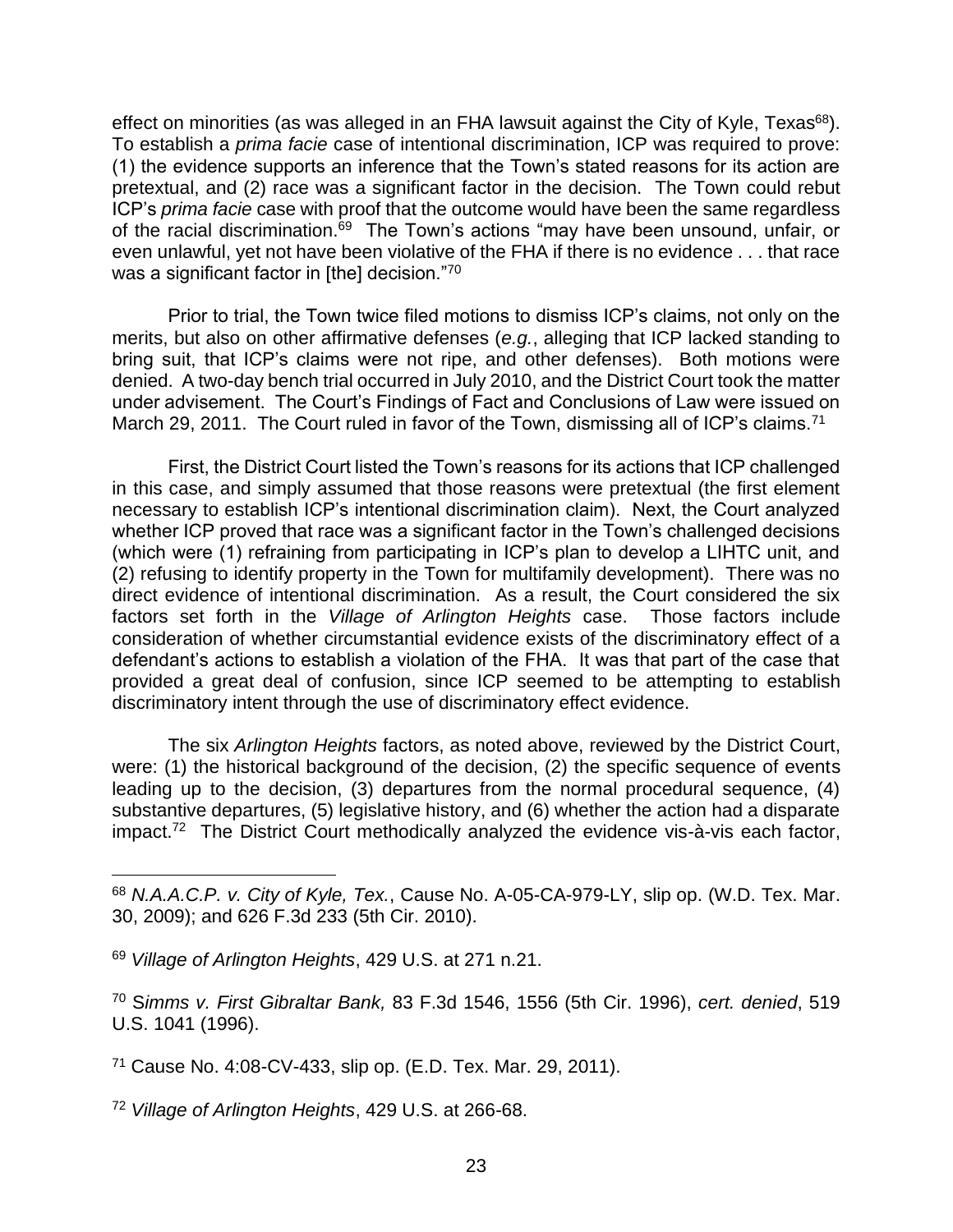effect on minorities (as was alleged in an FHA lawsuit against the City of Kyle, Texas[68]). To establish a *prima facie* case of intentional discrimination, ICP was required to prove: (1) the evidence supports an inference that the Town's stated reasons for its action are pretextual, and (2) race was a significant factor in the decision. The Town could rebut ICP's *prima facie* case with proof that the outcome would have been the same regardless of the racial discrimination.[69] The Town's actions "may have been unsound, unfair, or even unlawful, yet not have been violative of the FHA if there is no evidence . . . that race was a significant factor in [the] decision."[70]

Prior to trial, the Town twice filed motions to dismiss ICP's claims, not only on the merits, but also on other affirmative defenses (*e.g.*, alleging that ICP lacked standing to bring suit, that ICP's claims were not ripe, and other defenses). Both motions were denied. A two-day bench trial occurred in July 2010, and the District Court took the matter under advisement. The Court's Findings of Fact and Conclusions of Law were issued on March 29, 2011. The Court ruled in favor of the Town, dismissing all of ICP's claims.[71]

First, the District Court listed the Town's reasons for its actions that ICP challenged in this case, and simply assumed that those reasons were pretextual (the first element necessary to establish ICP's intentional discrimination claim). Next, the Court analyzed whether ICP proved that race was a significant factor in the Town's challenged decisions (which were (1) refraining from participating in ICP's plan to develop a LIHTC unit, and (2) refusing to identify property in the Town for multifamily development). There was no direct evidence of intentional discrimination. As a result, the Court considered the six factors set forth in the *Village of Arlington Heights* case. Those factors include consideration of whether circumstantial evidence exists of the discriminatory effect of a defendant's actions to establish a violation of the FHA. It was that part of the case that provided a great deal of confusion, since ICP seemed to be attempting to establish discriminatory intent through the use of discriminatory effect evidence.

The six *Arlington Heights* factors, as noted above, reviewed by the District Court, were: (1) the historical background of the decision, (2) the specific sequence of events leading up to the decision, (3) departures from the normal procedural sequence, (4) substantive departures, (5) legislative history, and (6) whether the action had a disparate impact.[72] The District Court methodically analyzed the evidence vis-à-vis each factor,

---

[68] *N.A.A.C.P. v. City of Kyle, Tex.*, Cause No. A-05-CA-979-LY, slip op. (W.D. Tex. Mar. 30, 2009); and 626 F.3d 233 (5th Cir. 2010).

[69] *Village of Arlington Heights*, 429 U.S. at 271 n.21.

[70] *Simms v. First Gibraltar Bank,* 83 F.3d 1546, 1556 (5th Cir. 1996), *cert. denied*, 519 U.S. 1041 (1996).

[71] Cause No. 4:08-CV-433, slip op. (E.D. Tex. Mar. 29, 2011).

[72] *Village of Arlington Heights*, 429 U.S. at 266-68.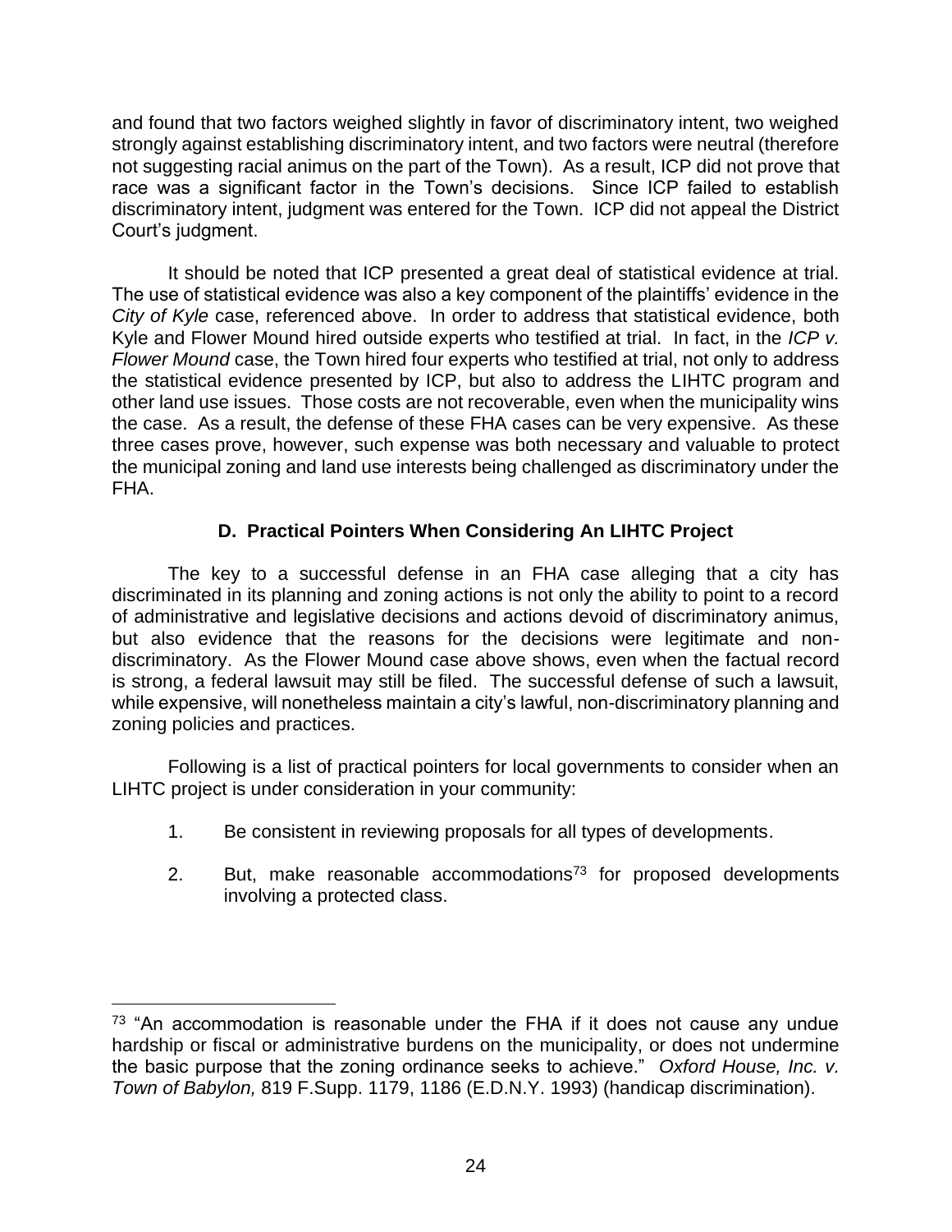and found that two factors weighed slightly in favor of discriminatory intent, two weighed strongly against establishing discriminatory intent, and two factors were neutral (therefore not suggesting racial animus on the part of the Town). As a result, ICP did not prove that race was a significant factor in the Town's decisions. Since ICP failed to establish discriminatory intent, judgment was entered for the Town. ICP did not appeal the District Court's judgment.

It should be noted that ICP presented a great deal of statistical evidence at trial. The use of statistical evidence was also a key component of the plaintiffs' evidence in the *City of Kyle* case, referenced above. In order to address that statistical evidence, both Kyle and Flower Mound hired outside experts who testified at trial. In fact, in the *ICP v. Flower Mound* case, the Town hired four experts who testified at trial, not only to address the statistical evidence presented by ICP, but also to address the LIHTC program and other land use issues. Those costs are not recoverable, even when the municipality wins the case. As a result, the defense of these FHA cases can be very expensive. As these three cases prove, however, such expense was both necessary and valuable to protect the municipal zoning and land use interests being challenged as discriminatory under the FHA.

### D. Practical Pointers When Considering An LIHTC Project

The key to a successful defense in an FHA case alleging that a city has discriminated in its planning and zoning actions is not only the ability to point to a record of administrative and legislative decisions and actions devoid of discriminatory animus, but also evidence that the reasons for the decisions were legitimate and non-discriminatory. As the Flower Mound case above shows, even when the factual record is strong, a federal lawsuit may still be filed. The successful defense of such a lawsuit, while expensive, will nonetheless maintain a city's lawful, non-discriminatory planning and zoning policies and practices.

Following is a list of practical pointers for local governments to consider when an LIHTC project is under consideration in your community:

1. Be consistent in reviewing proposals for all types of developments.
2. But, make reasonable accommodations[73] for proposed developments involving a protected class.

---

[73] "An accommodation is reasonable under the FHA if it does not cause any undue hardship or fiscal or administrative burdens on the municipality, or does not undermine the basic purpose that the zoning ordinance seeks to achieve." *Oxford House, Inc. v. Town of Babylon,* 819 F.Supp. 1179, 1186 (E.D.N.Y. 1993) (handicap discrimination).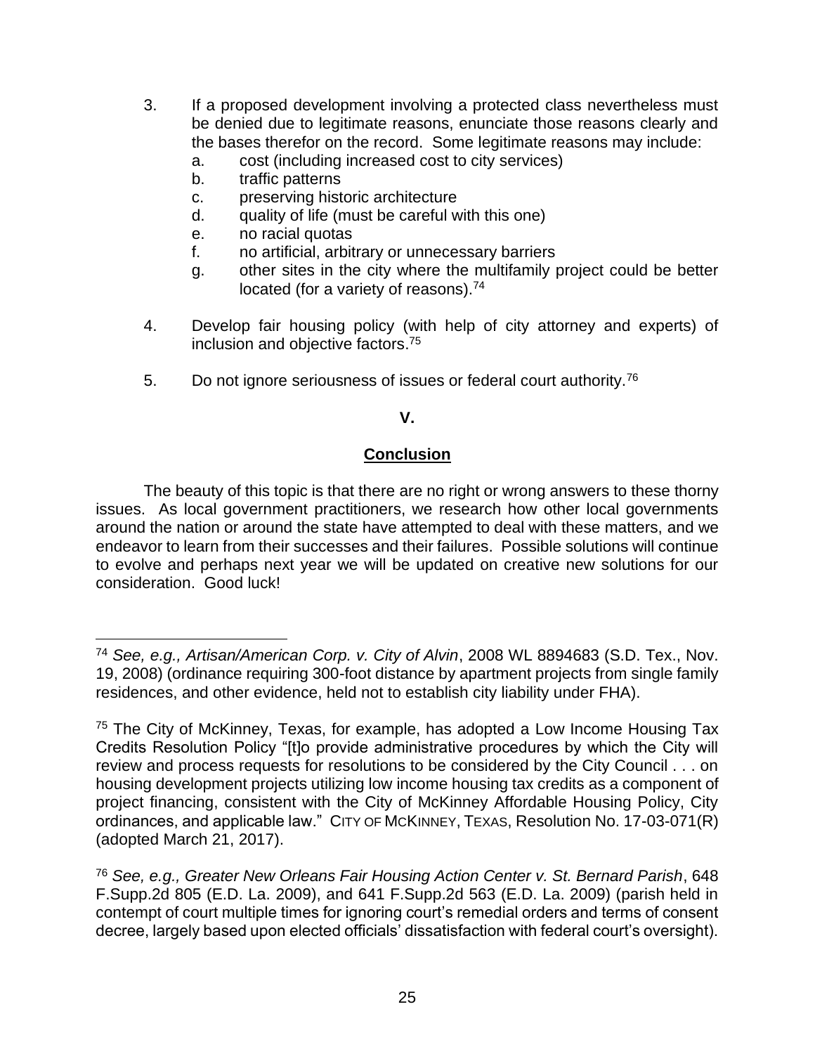3. If a proposed development involving a protected class nevertheless must be denied due to legitimate reasons, enunciate those reasons clearly and the bases therefor on the record. Some legitimate reasons may include:
   a. cost (including increased cost to city services)
   b. traffic patterns
   c. preserving historic architecture
   d. quality of life (must be careful with this one)
   e. no racial quotas
   f. no artificial, arbitrary or unnecessary barriers
   g. other sites in the city where the multifamily project could be better located (for a variety of reasons).[74]

4. Develop fair housing policy (with help of city attorney and experts) of inclusion and objective factors.[75]

5. Do not ignore seriousness of issues or federal court authority.[76]

## V.

## Conclusion

The beauty of this topic is that there are no right or wrong answers to these thorny issues. As local government practitioners, we research how other local governments around the nation or around the state have attempted to deal with these matters, and we endeavor to learn from their successes and their failures. Possible solutions will continue to evolve and perhaps next year we will be updated on creative new solutions for our consideration. Good luck!

---

[74] *See, e.g., Artisan/American Corp. v. City of Alvin*, 2008 WL 8894683 (S.D. Tex., Nov. 19, 2008) (ordinance requiring 300-foot distance by apartment projects from single family residences, and other evidence, held not to establish city liability under FHA).

[75] The City of McKinney, Texas, for example, has adopted a Low Income Housing Tax Credits Resolution Policy "[t]o provide administrative procedures by which the City will review and process requests for resolutions to be considered by the City Council . . . on housing development projects utilizing low income housing tax credits as a component of project financing, consistent with the City of McKinney Affordable Housing Policy, City ordinances, and applicable law." CITY OF MCKINNEY, TEXAS, Resolution No. 17-03-071(R) (adopted March 21, 2017).

[76] *See, e.g., Greater New Orleans Fair Housing Action Center v. St. Bernard Parish*, 648 F.Supp.2d 805 (E.D. La. 2009), and 641 F.Supp.2d 563 (E.D. La. 2009) (parish held in contempt of court multiple times for ignoring court's remedial orders and terms of consent decree, largely based upon elected officials' dissatisfaction with federal court's oversight).